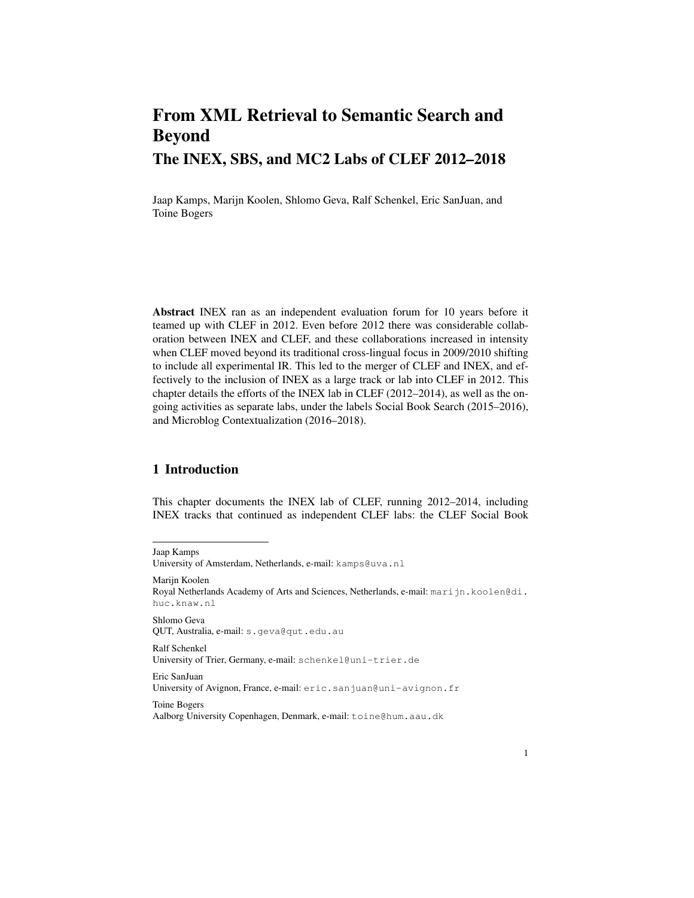# From XML Retrieval to Semantic Search and Beyond

## The INEX, SBS, and MC2 Labs of CLEF 2012–2018

Jaap Kamps, Marijn Koolen, Shlomo Geva, Ralf Schenkel, Eric SanJuan, and Toine Bogers

**Abstract** INEX ran as an independent evaluation forum for 10 years before it teamed up with CLEF in 2012. Even before 2012 there was considerable collaboration between INEX and CLEF, and these collaborations increased in intensity when CLEF moved beyond its traditional cross-lingual focus in 2009/2010 shifting to include all experimental IR. This led to the merger of CLEF and INEX, and effectively to the inclusion of INEX as a large track or lab into CLEF in 2012. This chapter details the efforts of the INEX lab in CLEF (2012–2014), as well as the ongoing activities as separate labs, under the labels Social Book Search (2015–2016), and Microblog Contextualization (2016–2018).

## 1 Introduction

This chapter documents the INEX lab of CLEF, running 2012–2014, including INEX tracks that continued as independent CLEF labs: the CLEF Social Book

---

Jaap Kamps
University of Amsterdam, Netherlands, e-mail: kamps@uva.nl

Marijn Koolen
Royal Netherlands Academy of Arts and Sciences, Netherlands, e-mail: marijn.koolen@di.huc.knaw.nl

Shlomo Geva
QUT, Australia, e-mail: s.geva@qut.edu.au

Ralf Schenkel
University of Trier, Germany, e-mail: schenkel@uni-trier.de

Eric SanJuan
University of Avignon, France, e-mail: eric.sanjuan@uni-avignon.fr

Toine Bogers
Aalborg University Copenhagen, Denmark, e-mail: toine@hum.aau.dk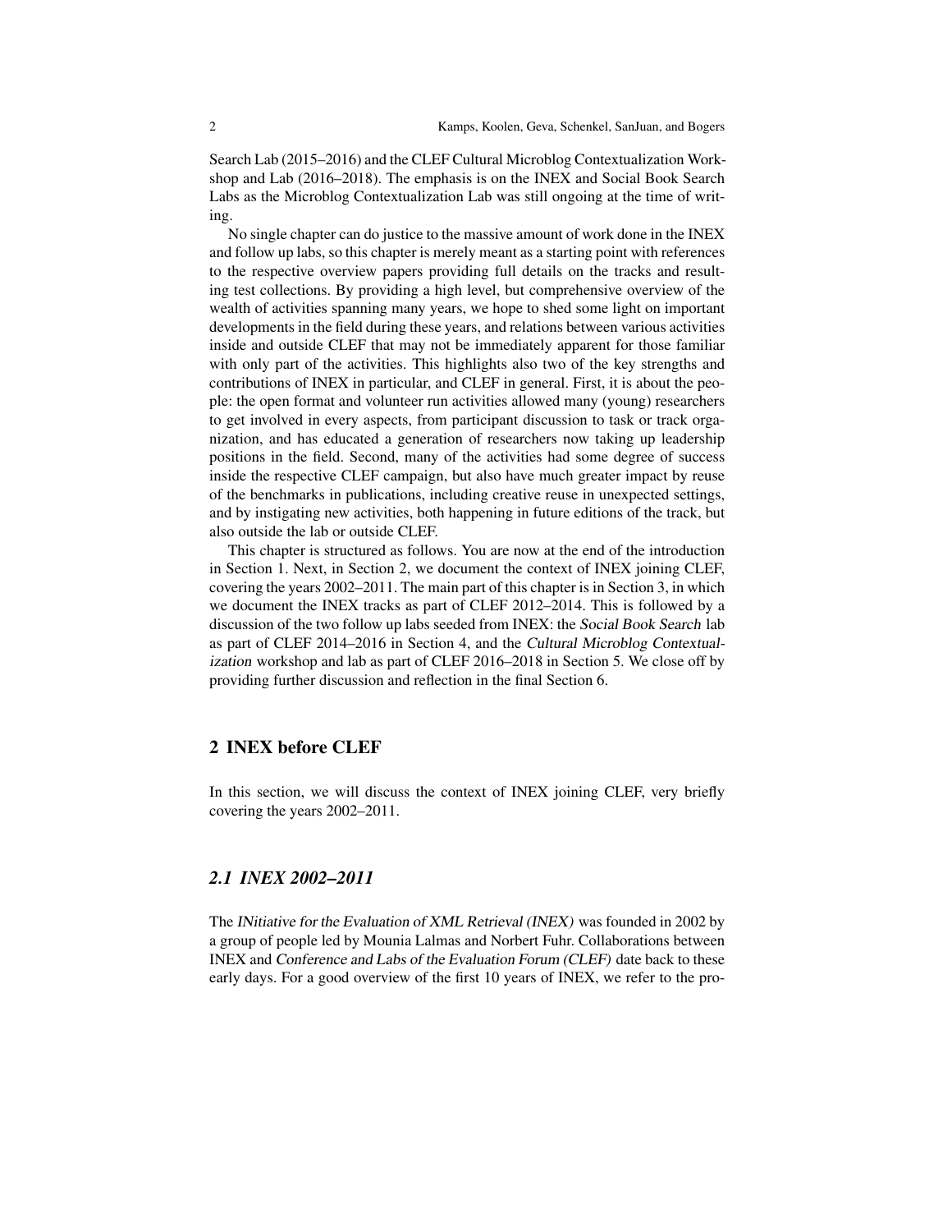Search Lab (2015–2016) and the CLEF Cultural Microblog Contextualization Workshop and Lab (2016–2018). The emphasis is on the INEX and Social Book Search Labs as the Microblog Contextualization Lab was still ongoing at the time of writing.

No single chapter can do justice to the massive amount of work done in the INEX and follow up labs, so this chapter is merely meant as a starting point with references to the respective overview papers providing full details on the tracks and resulting test collections. By providing a high level, but comprehensive overview of the wealth of activities spanning many years, we hope to shed some light on important developments in the field during these years, and relations between various activities inside and outside CLEF that may not be immediately apparent for those familiar with only part of the activities. This highlights also two of the key strengths and contributions of INEX in particular, and CLEF in general. First, it is about the people: the open format and volunteer run activities allowed many (young) researchers to get involved in every aspects, from participant discussion to task or track organization, and has educated a generation of researchers now taking up leadership positions in the field. Second, many of the activities had some degree of success inside the respective CLEF campaign, but also have much greater impact by reuse of the benchmarks in publications, including creative reuse in unexpected settings, and by instigating new activities, both happening in future editions of the track, but also outside the lab or outside CLEF.

This chapter is structured as follows. You are now at the end of the introduction in Section 1. Next, in Section 2, we document the context of INEX joining CLEF, covering the years 2002–2011. The main part of this chapter is in Section 3, in which we document the INEX tracks as part of CLEF 2012–2014. This is followed by a discussion of the two follow up labs seeded from INEX: the *Social Book Search* lab as part of CLEF 2014–2016 in Section 4, and the *Cultural Microblog Contextualization* workshop and lab as part of CLEF 2016–2018 in Section 5. We close off by providing further discussion and reflection in the final Section 6.

## 2 INEX before CLEF

In this section, we will discuss the context of INEX joining CLEF, very briefly covering the years 2002–2011.

### 2.1 INEX 2002–2011

The *INitiative for the Evaluation of XML Retrieval (INEX)* was founded in 2002 by a group of people led by Mounia Lalmas and Norbert Fuhr. Collaborations between INEX and *Conference and Labs of the Evaluation Forum (CLEF)* date back to these early days. For a good overview of the first 10 years of INEX, we refer to the pro-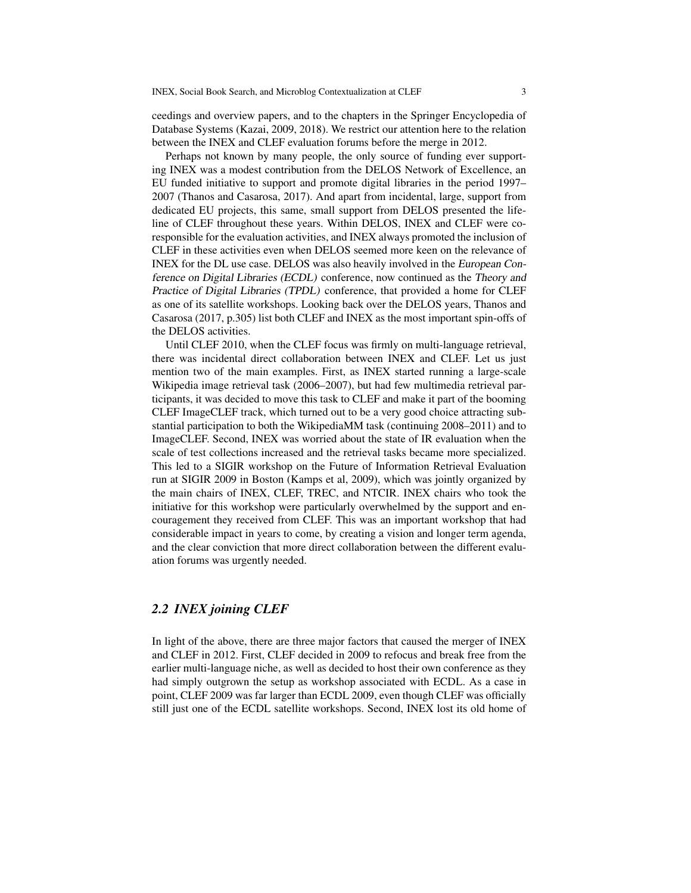ceedings and overview papers, and to the chapters in the Springer Encyclopedia of Database Systems (Kazai, 2009, 2018). We restrict our attention here to the relation between the INEX and CLEF evaluation forums before the merge in 2012.

Perhaps not known by many people, the only source of funding ever supporting INEX was a modest contribution from the DELOS Network of Excellence, an EU funded initiative to support and promote digital libraries in the period 1997–2007 (Thanos and Casarosa, 2017). And apart from incidental, large, support from dedicated EU projects, this same, small support from DELOS presented the lifeline of CLEF throughout these years. Within DELOS, INEX and CLEF were co-responsible for the evaluation activities, and INEX always promoted the inclusion of CLEF in these activities even when DELOS seemed more keen on the relevance of INEX for the DL use case. DELOS was also heavily involved in the *European Conference on Digital Libraries (ECDL)* conference, now continued as the *Theory and Practice of Digital Libraries (TPDL)* conference, that provided a home for CLEF as one of its satellite workshops. Looking back over the DELOS years, Thanos and Casarosa (2017, p.305) list both CLEF and INEX as the most important spin-offs of the DELOS activities.

Until CLEF 2010, when the CLEF focus was firmly on multi-language retrieval, there was incidental direct collaboration between INEX and CLEF. Let us just mention two of the main examples. First, as INEX started running a large-scale Wikipedia image retrieval task (2006–2007), but had few multimedia retrieval participants, it was decided to move this task to CLEF and make it part of the booming CLEF ImageCLEF track, which turned out to be a very good choice attracting substantial participation to both the WikipediaMM task (continuing 2008–2011) and to ImageCLEF. Second, INEX was worried about the state of IR evaluation when the scale of test collections increased and the retrieval tasks became more specialized. This led to a SIGIR workshop on the Future of Information Retrieval Evaluation run at SIGIR 2009 in Boston (Kamps et al, 2009), which was jointly organized by the main chairs of INEX, CLEF, TREC, and NTCIR. INEX chairs who took the initiative for this workshop were particularly overwhelmed by the support and encouragement they received from CLEF. This was an important workshop that had considerable impact in years to come, by creating a vision and longer term agenda, and the clear conviction that more direct collaboration between the different evaluation forums was urgently needed.

## 2.2 INEX joining CLEF

In light of the above, there are three major factors that caused the merger of INEX and CLEF in 2012. First, CLEF decided in 2009 to refocus and break free from the earlier multi-language niche, as well as decided to host their own conference as they had simply outgrown the setup as workshop associated with ECDL. As a case in point, CLEF 2009 was far larger than ECDL 2009, even though CLEF was officially still just one of the ECDL satellite workshops. Second, INEX lost its old home of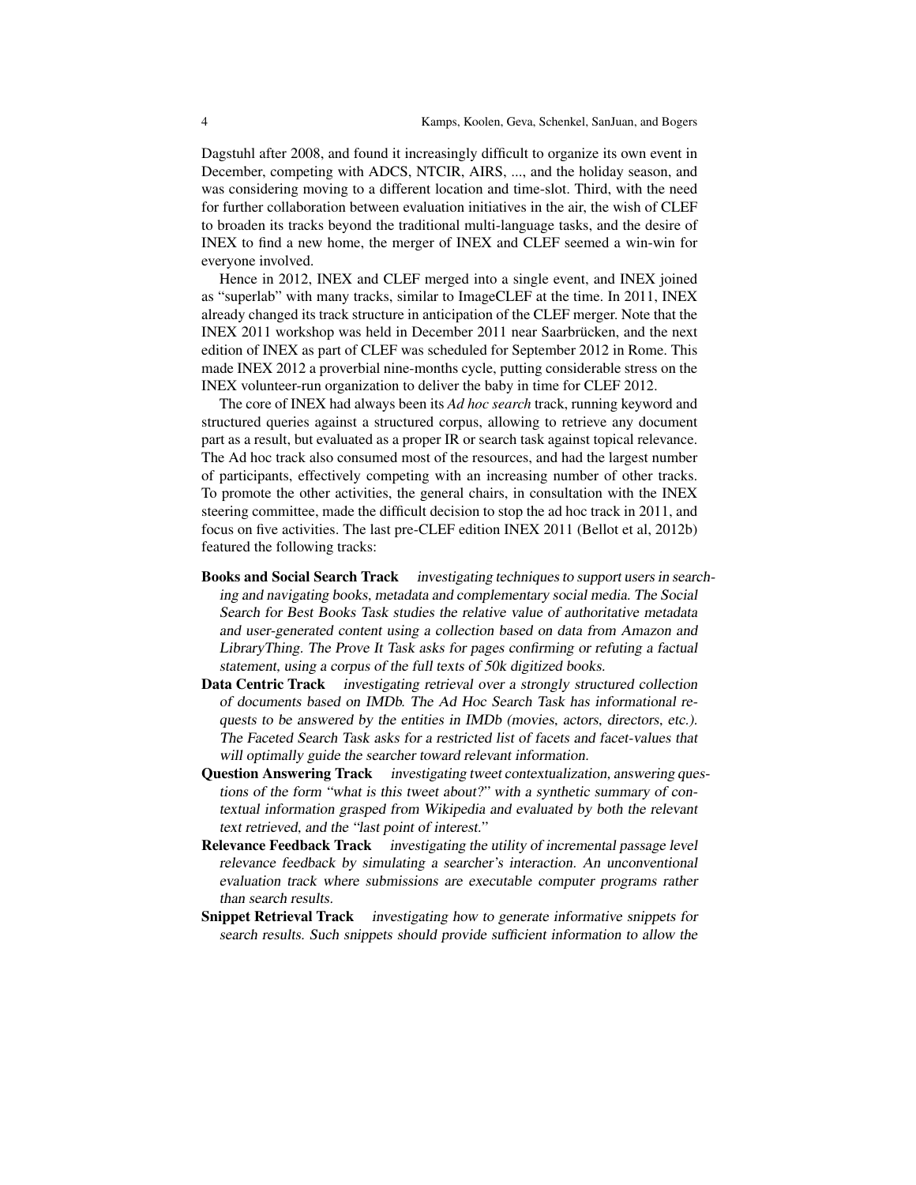Dagstuhl after 2008, and found it increasingly difficult to organize its own event in December, competing with ADCS, NTCIR, AIRS, ..., and the holiday season, and was considering moving to a different location and time-slot. Third, with the need for further collaboration between evaluation initiatives in the air, the wish of CLEF to broaden its tracks beyond the traditional multi-language tasks, and the desire of INEX to find a new home, the merger of INEX and CLEF seemed a win-win for everyone involved.

Hence in 2012, INEX and CLEF merged into a single event, and INEX joined as "superlab" with many tracks, similar to ImageCLEF at the time. In 2011, INEX already changed its track structure in anticipation of the CLEF merger. Note that the INEX 2011 workshop was held in December 2011 near Saarbrücken, and the next edition of INEX as part of CLEF was scheduled for September 2012 in Rome. This made INEX 2012 a proverbial nine-months cycle, putting considerable stress on the INEX volunteer-run organization to deliver the baby in time for CLEF 2012.

The core of INEX had always been its *Ad hoc search* track, running keyword and structured queries against a structured corpus, allowing to retrieve any document part as a result, but evaluated as a proper IR or search task against topical relevance. The Ad hoc track also consumed most of the resources, and had the largest number of participants, effectively competing with an increasing number of other tracks. To promote the other activities, the general chairs, in consultation with the INEX steering committee, made the difficult decision to stop the ad hoc track in 2011, and focus on five activities. The last pre-CLEF edition INEX 2011 (Bellot et al, 2012b) featured the following tracks:

**Books and Social Search Track** *investigating techniques to support users in searching and navigating books, metadata and complementary social media. The Social Search for Best Books Task studies the relative value of authoritative metadata and user-generated content using a collection based on data from Amazon and LibraryThing. The Prove It Task asks for pages confirming or refuting a factual statement, using a corpus of the full texts of 50k digitized books.*

**Data Centric Track** *investigating retrieval over a strongly structured collection of documents based on IMDb. The Ad Hoc Search Task has informational requests to be answered by the entities in IMDb (movies, actors, directors, etc.). The Faceted Search Task asks for a restricted list of facets and facet-values that will optimally guide the searcher toward relevant information.*

**Question Answering Track** *investigating tweet contextualization, answering questions of the form "what is this tweet about?" with a synthetic summary of contextual information grasped from Wikipedia and evaluated by both the relevant text retrieved, and the "last point of interest."*

**Relevance Feedback Track** *investigating the utility of incremental passage level relevance feedback by simulating a searcher's interaction. An unconventional evaluation track where submissions are executable computer programs rather than search results.*

**Snippet Retrieval Track** *investigating how to generate informative snippets for search results. Such snippets should provide sufficient information to allow the*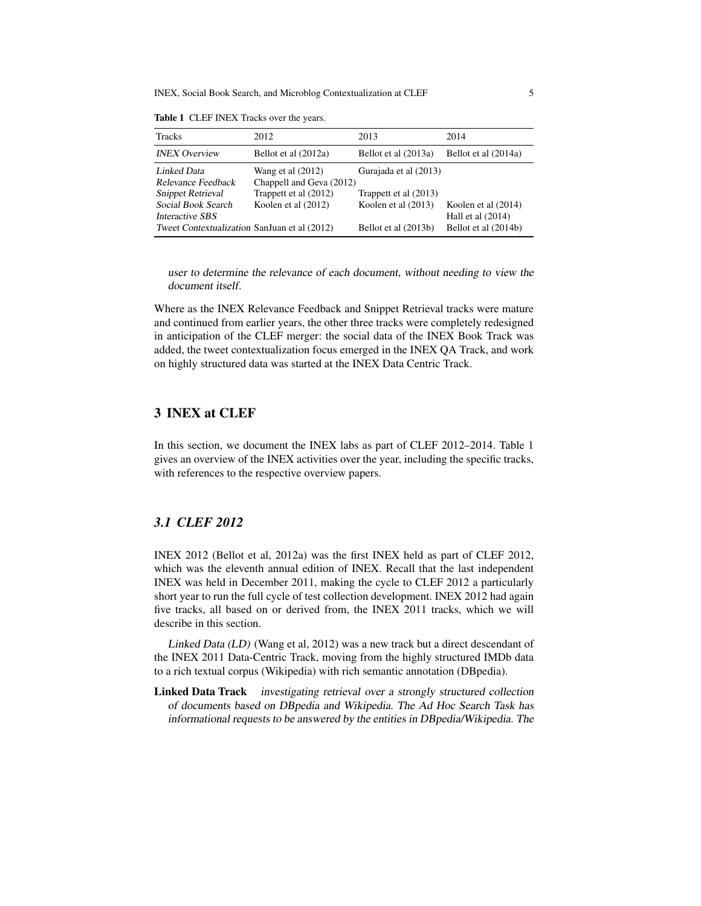**Table 1** CLEF INEX Tracks over the years.

| Tracks | 2012 | 2013 | 2014 |
|---|---|---|---|
| *INEX Overview* | Bellot et al (2012a) | Bellot et al (2013a) | Bellot et al (2014a) |
| *Linked Data* | Wang et al (2012) | Gurajada et al (2013) | |
| *Relevance Feedback* | Chappell and Geva (2012) | | |
| *Snippet Retrieval* | Trappett et al (2012) | Trappett et al (2013) | |
| *Social Book Search* | Koolen et al (2012) | Koolen et al (2013) | Koolen et al (2014) |
| *Interactive SBS* | | | Hall et al (2014) |
| *Tweet Contextualization* | SanJuan et al (2012) | Bellot et al (2013b) | Bellot et al (2014b) |

*user to determine the relevance of each document, without needing to view the document itself.*

Where as the INEX Relevance Feedback and Snippet Retrieval tracks were mature and continued from earlier years, the other three tracks were completely redesigned in anticipation of the CLEF merger: the social data of the INEX Book Track was added, the tweet contextualization focus emerged in the INEX QA Track, and work on highly structured data was started at the INEX Data Centric Track.

## 3 INEX at CLEF

In this section, we document the INEX labs as part of CLEF 2012–2014. Table 1 gives an overview of the INEX activities over the year, including the specific tracks, with references to the respective overview papers.

### 3.1 CLEF 2012

INEX 2012 (Bellot et al, 2012a) was the first INEX held as part of CLEF 2012, which was the eleventh annual edition of INEX. Recall that the last independent INEX was held in December 2011, making the cycle to CLEF 2012 a particularly short year to run the full cycle of test collection development. INEX 2012 had again five tracks, all based on or derived from, the INEX 2011 tracks, which we will describe in this section.

*Linked Data (LD)* (Wang et al, 2012) was a new track but a direct descendant of the INEX 2011 Data-Centric Track, moving from the highly structured IMDb data to a rich textual corpus (Wikipedia) with rich semantic annotation (DBpedia).

**Linked Data Track** *investigating retrieval over a strongly structured collection of documents based on DBpedia and Wikipedia. The Ad Hoc Search Task has informational requests to be answered by the entities in DBpedia/Wikipedia. The*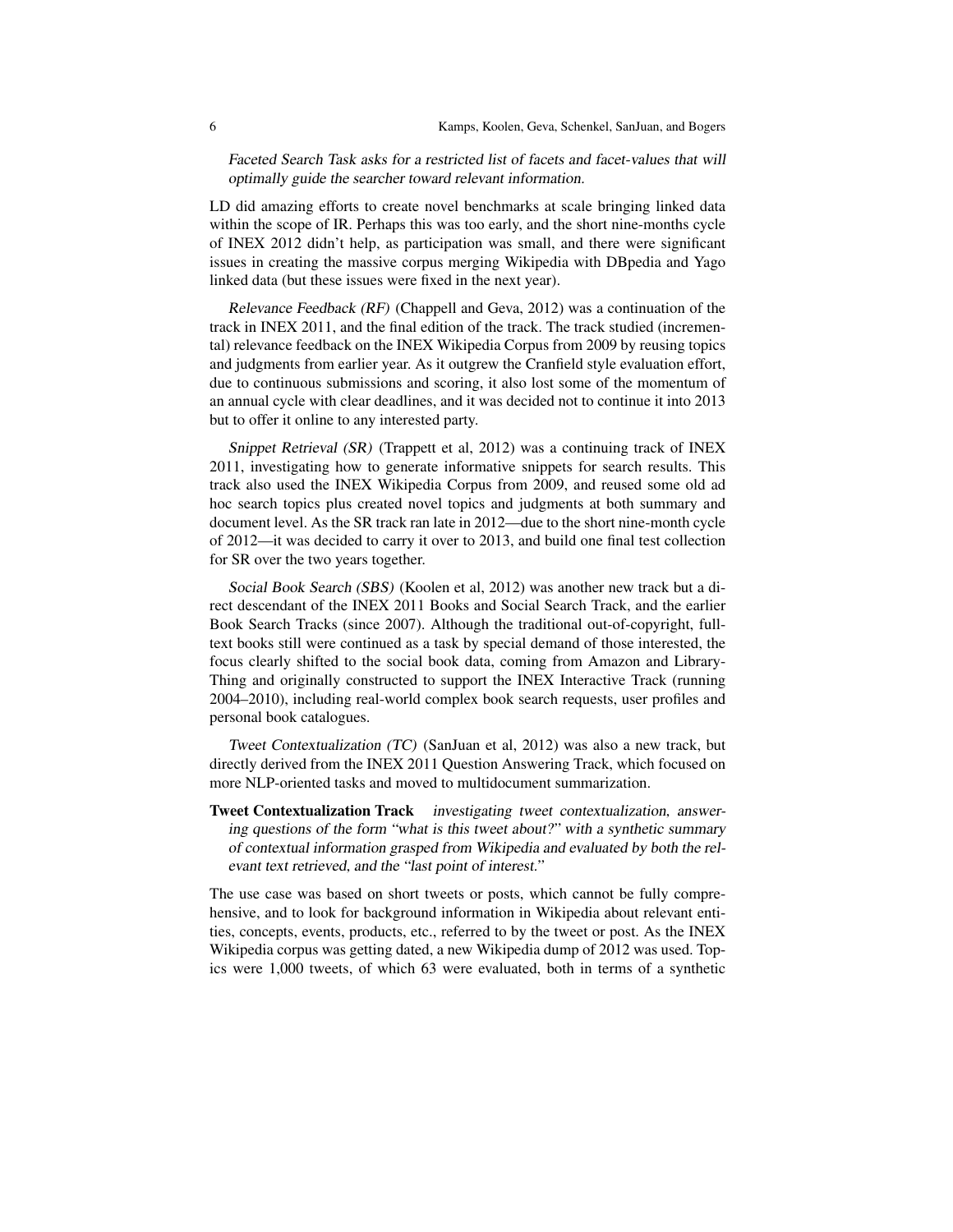*Faceted Search Task asks for a restricted list of facets and facet-values that will optimally guide the searcher toward relevant information.*

LD did amazing efforts to create novel benchmarks at scale bringing linked data within the scope of IR. Perhaps this was too early, and the short nine-months cycle of INEX 2012 didn't help, as participation was small, and there were significant issues in creating the massive corpus merging Wikipedia with DBpedia and Yago linked data (but these issues were fixed in the next year).

*Relevance Feedback (RF)* (Chappell and Geva, 2012) was a continuation of the track in INEX 2011, and the final edition of the track. The track studied (incremental) relevance feedback on the INEX Wikipedia Corpus from 2009 by reusing topics and judgments from earlier year. As it outgrew the Cranfield style evaluation effort, due to continuous submissions and scoring, it also lost some of the momentum of an annual cycle with clear deadlines, and it was decided not to continue it into 2013 but to offer it online to any interested party.

*Snippet Retrieval (SR)* (Trappett et al, 2012) was a continuing track of INEX 2011, investigating how to generate informative snippets for search results. This track also used the INEX Wikipedia Corpus from 2009, and reused some old ad hoc search topics plus created novel topics and judgments at both summary and document level. As the SR track ran late in 2012—due to the short nine-month cycle of 2012—it was decided to carry it over to 2013, and build one final test collection for SR over the two years together.

*Social Book Search (SBS)* (Koolen et al, 2012) was another new track but a direct descendant of the INEX 2011 Books and Social Search Track, and the earlier Book Search Tracks (since 2007). Although the traditional out-of-copyright, full-text books still were continued as a task by special demand of those interested, the focus clearly shifted to the social book data, coming from Amazon and LibraryThing and originally constructed to support the INEX Interactive Track (running 2004–2010), including real-world complex book search requests, user profiles and personal book catalogues.

*Tweet Contextualization (TC)* (SanJuan et al, 2012) was also a new track, but directly derived from the INEX 2011 Question Answering Track, which focused on more NLP-oriented tasks and moved to multidocument summarization.

**Tweet Contextualization Track** *investigating tweet contextualization, answering questions of the form "what is this tweet about?" with a synthetic summary of contextual information grasped from Wikipedia and evaluated by both the relevant text retrieved, and the "last point of interest."*

The use case was based on short tweets or posts, which cannot be fully comprehensive, and to look for background information in Wikipedia about relevant entities, concepts, events, products, etc., referred to by the tweet or post. As the INEX Wikipedia corpus was getting dated, a new Wikipedia dump of 2012 was used. Topics were 1,000 tweets, of which 63 were evaluated, both in terms of a synthetic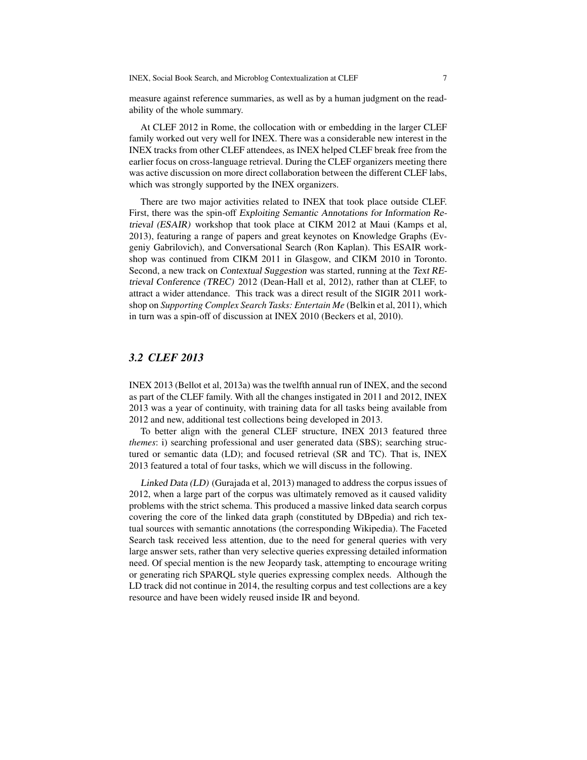measure against reference summaries, as well as by a human judgment on the readability of the whole summary.

At CLEF 2012 in Rome, the collocation with or embedding in the larger CLEF family worked out very well for INEX. There was a considerable new interest in the INEX tracks from other CLEF attendees, as INEX helped CLEF break free from the earlier focus on cross-language retrieval. During the CLEF organizers meeting there was active discussion on more direct collaboration between the different CLEF labs, which was strongly supported by the INEX organizers.

There are two major activities related to INEX that took place outside CLEF. First, there was the spin-off *Exploiting Semantic Annotations for Information Retrieval (ESAIR)* workshop that took place at CIKM 2012 at Maui (Kamps et al, 2013), featuring a range of papers and great keynotes on Knowledge Graphs (Evgeniy Gabrilovich), and Conversational Search (Ron Kaplan). This ESAIR workshop was continued from CIKM 2011 in Glasgow, and CIKM 2010 in Toronto. Second, a new track on *Contextual Suggestion* was started, running at the *Text REtrieval Conference (TREC)* 2012 (Dean-Hall et al, 2012), rather than at CLEF, to attract a wider attendance. This track was a direct result of the SIGIR 2011 workshop on *Supporting Complex Search Tasks: Entertain Me* (Belkin et al, 2011), which in turn was a spin-off of discussion at INEX 2010 (Beckers et al, 2010).

## 3.2 CLEF 2013

INEX 2013 (Bellot et al, 2013a) was the twelfth annual run of INEX, and the second as part of the CLEF family. With all the changes instigated in 2011 and 2012, INEX 2013 was a year of continuity, with training data for all tasks being available from 2012 and new, additional test collections being developed in 2013.

To better align with the general CLEF structure, INEX 2013 featured three *themes*: i) searching professional and user generated data (SBS); searching structured or semantic data (LD); and focused retrieval (SR and TC). That is, INEX 2013 featured a total of four tasks, which we will discuss in the following.

*Linked Data (LD)* (Gurajada et al, 2013) managed to address the corpus issues of 2012, when a large part of the corpus was ultimately removed as it caused validity problems with the strict schema. This produced a massive linked data search corpus covering the core of the linked data graph (constituted by DBpedia) and rich textual sources with semantic annotations (the corresponding Wikipedia). The Faceted Search task received less attention, due to the need for general queries with very large answer sets, rather than very selective queries expressing detailed information need. Of special mention is the new Jeopardy task, attempting to encourage writing or generating rich SPARQL style queries expressing complex needs. Although the LD track did not continue in 2014, the resulting corpus and test collections are a key resource and have been widely reused inside IR and beyond.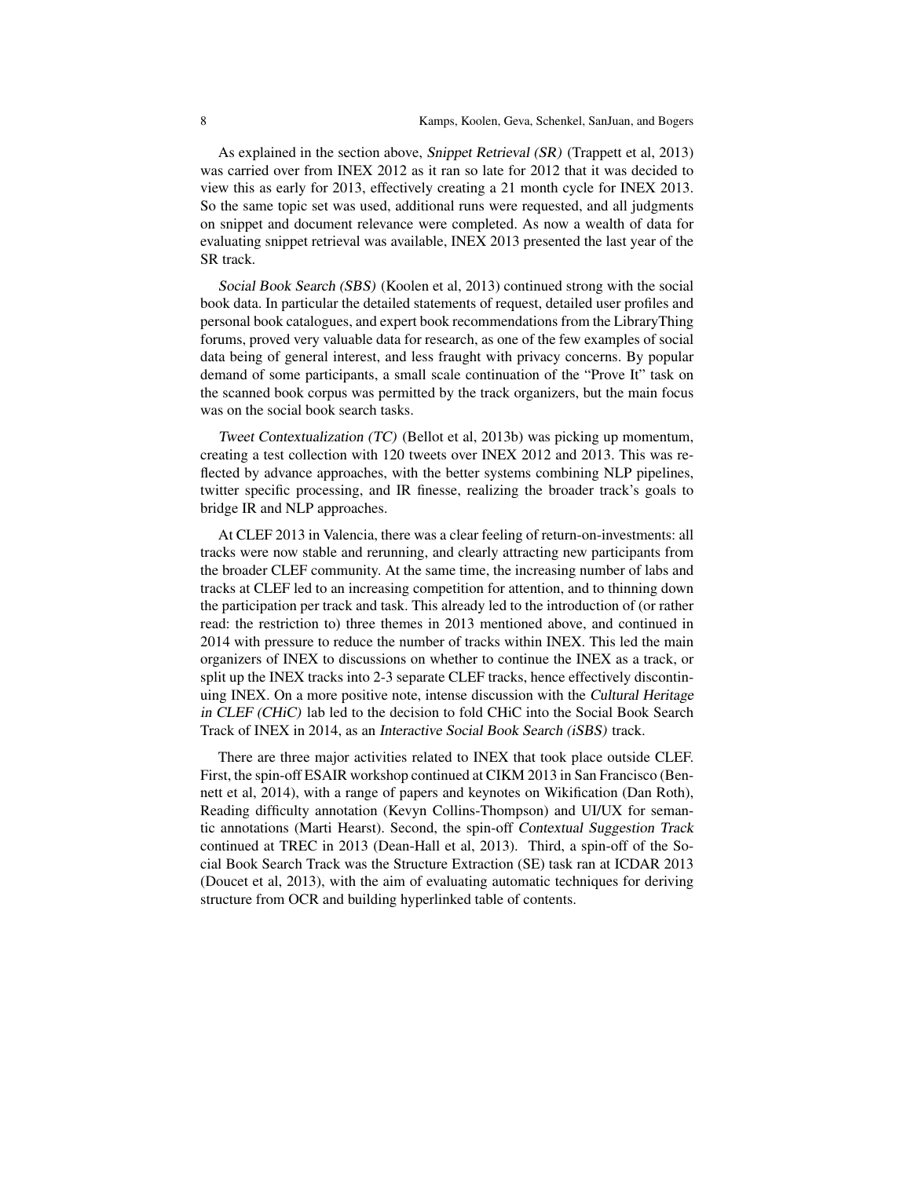As explained in the section above, *Snippet Retrieval (SR)* (Trappett et al, 2013) was carried over from INEX 2012 as it ran so late for 2012 that it was decided to view this as early for 2013, effectively creating a 21 month cycle for INEX 2013. So the same topic set was used, additional runs were requested, and all judgments on snippet and document relevance were completed. As now a wealth of data for evaluating snippet retrieval was available, INEX 2013 presented the last year of the SR track.

*Social Book Search (SBS)* (Koolen et al, 2013) continued strong with the social book data. In particular the detailed statements of request, detailed user profiles and personal book catalogues, and expert book recommendations from the LibraryThing forums, proved very valuable data for research, as one of the few examples of social data being of general interest, and less fraught with privacy concerns. By popular demand of some participants, a small scale continuation of the "Prove It" task on the scanned book corpus was permitted by the track organizers, but the main focus was on the social book search tasks.

*Tweet Contextualization (TC)* (Bellot et al, 2013b) was picking up momentum, creating a test collection with 120 tweets over INEX 2012 and 2013. This was reflected by advance approaches, with the better systems combining NLP pipelines, twitter specific processing, and IR finesse, realizing the broader track's goals to bridge IR and NLP approaches.

At CLEF 2013 in Valencia, there was a clear feeling of return-on-investments: all tracks were now stable and rerunning, and clearly attracting new participants from the broader CLEF community. At the same time, the increasing number of labs and tracks at CLEF led to an increasing competition for attention, and to thinning down the participation per track and task. This already led to the introduction of (or rather read: the restriction to) three themes in 2013 mentioned above, and continued in 2014 with pressure to reduce the number of tracks within INEX. This led the main organizers of INEX to discussions on whether to continue the INEX as a track, or split up the INEX tracks into 2-3 separate CLEF tracks, hence effectively discontinuing INEX. On a more positive note, intense discussion with the *Cultural Heritage in CLEF (CHiC)* lab led to the decision to fold CHiC into the Social Book Search Track of INEX in 2014, as an *Interactive Social Book Search (iSBS)* track.

There are three major activities related to INEX that took place outside CLEF. First, the spin-off ESAIR workshop continued at CIKM 2013 in San Francisco (Bennett et al, 2014), with a range of papers and keynotes on Wikification (Dan Roth), Reading difficulty annotation (Kevyn Collins-Thompson) and UI/UX for semantic annotations (Marti Hearst). Second, the spin-off *Contextual Suggestion Track* continued at TREC in 2013 (Dean-Hall et al, 2013). Third, a spin-off of the Social Book Search Track was the Structure Extraction (SE) task ran at ICDAR 2013 (Doucet et al, 2013), with the aim of evaluating automatic techniques for deriving structure from OCR and building hyperlinked table of contents.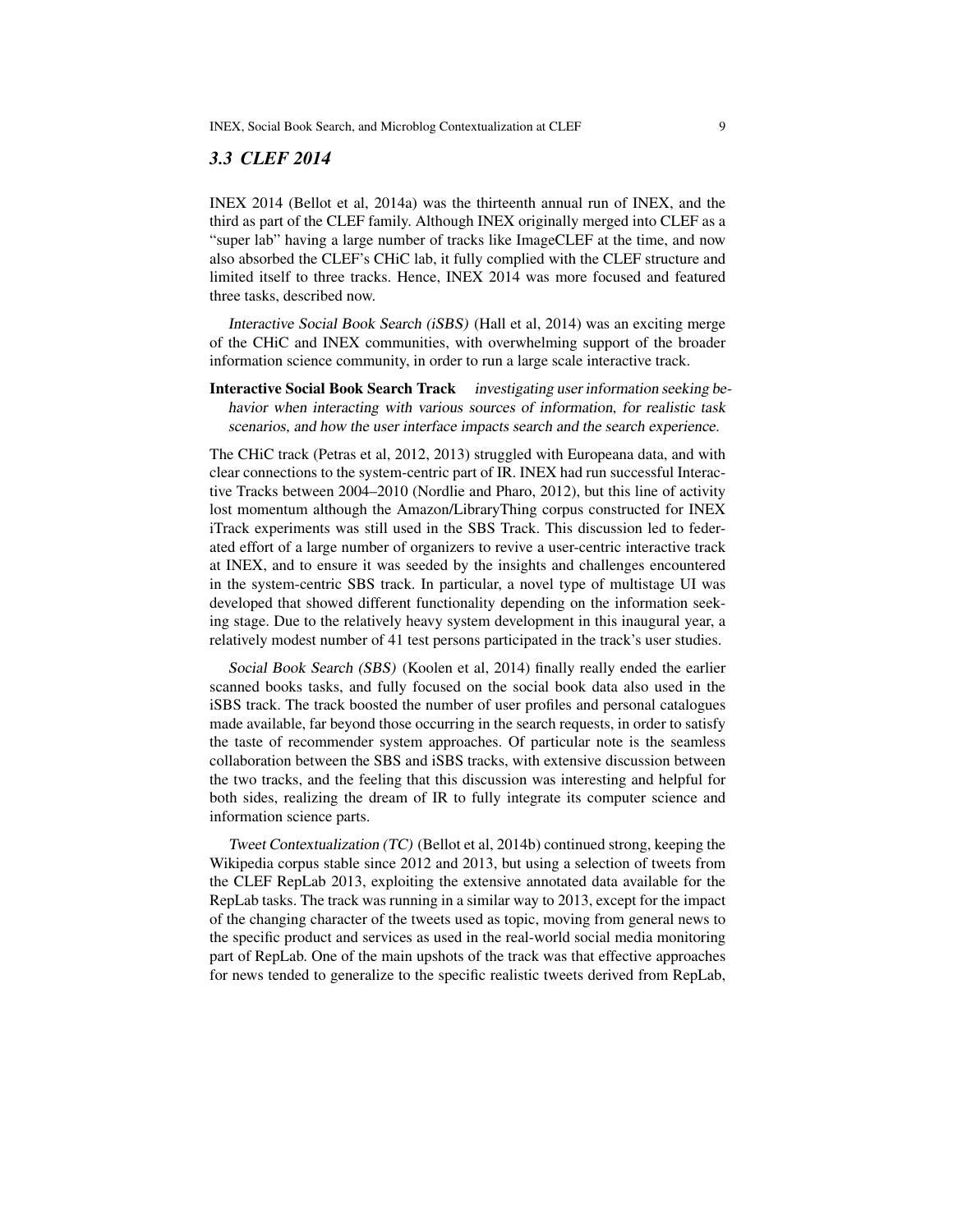### *3.3 CLEF 2014*

INEX 2014 (Bellot et al, 2014a) was the thirteenth annual run of INEX, and the third as part of the CLEF family. Although INEX originally merged into CLEF as a "super lab" having a large number of tracks like ImageCLEF at the time, and now also absorbed the CLEF's CHiC lab, it fully complied with the CLEF structure and limited itself to three tracks. Hence, INEX 2014 was more focused and featured three tasks, described now.

*Interactive Social Book Search (iSBS)* (Hall et al, 2014) was an exciting merge of the CHiC and INEX communities, with overwhelming support of the broader information science community, in order to run a large scale interactive track.

**Interactive Social Book Search Track** *investigating user information seeking behavior when interacting with various sources of information, for realistic task scenarios, and how the user interface impacts search and the search experience.*

The CHiC track (Petras et al, 2012, 2013) struggled with Europeana data, and with clear connections to the system-centric part of IR. INEX had run successful Interactive Tracks between 2004–2010 (Nordlie and Pharo, 2012), but this line of activity lost momentum although the Amazon/LibraryThing corpus constructed for INEX iTrack experiments was still used in the SBS Track. This discussion led to federated effort of a large number of organizers to revive a user-centric interactive track at INEX, and to ensure it was seeded by the insights and challenges encountered in the system-centric SBS track. In particular, a novel type of multistage UI was developed that showed different functionality depending on the information seeking stage. Due to the relatively heavy system development in this inaugural year, a relatively modest number of 41 test persons participated in the track's user studies.

*Social Book Search (SBS)* (Koolen et al, 2014) finally really ended the earlier scanned books tasks, and fully focused on the social book data also used in the iSBS track. The track boosted the number of user profiles and personal catalogues made available, far beyond those occurring in the search requests, in order to satisfy the taste of recommender system approaches. Of particular note is the seamless collaboration between the SBS and iSBS tracks, with extensive discussion between the two tracks, and the feeling that this discussion was interesting and helpful for both sides, realizing the dream of IR to fully integrate its computer science and information science parts.

*Tweet Contextualization (TC)* (Bellot et al, 2014b) continued strong, keeping the Wikipedia corpus stable since 2012 and 2013, but using a selection of tweets from the CLEF RepLab 2013, exploiting the extensive annotated data available for the RepLab tasks. The track was running in a similar way to 2013, except for the impact of the changing character of the tweets used as topic, moving from general news to the specific product and services as used in the real-world social media monitoring part of RepLab. One of the main upshots of the track was that effective approaches for news tended to generalize to the specific realistic tweets derived from RepLab,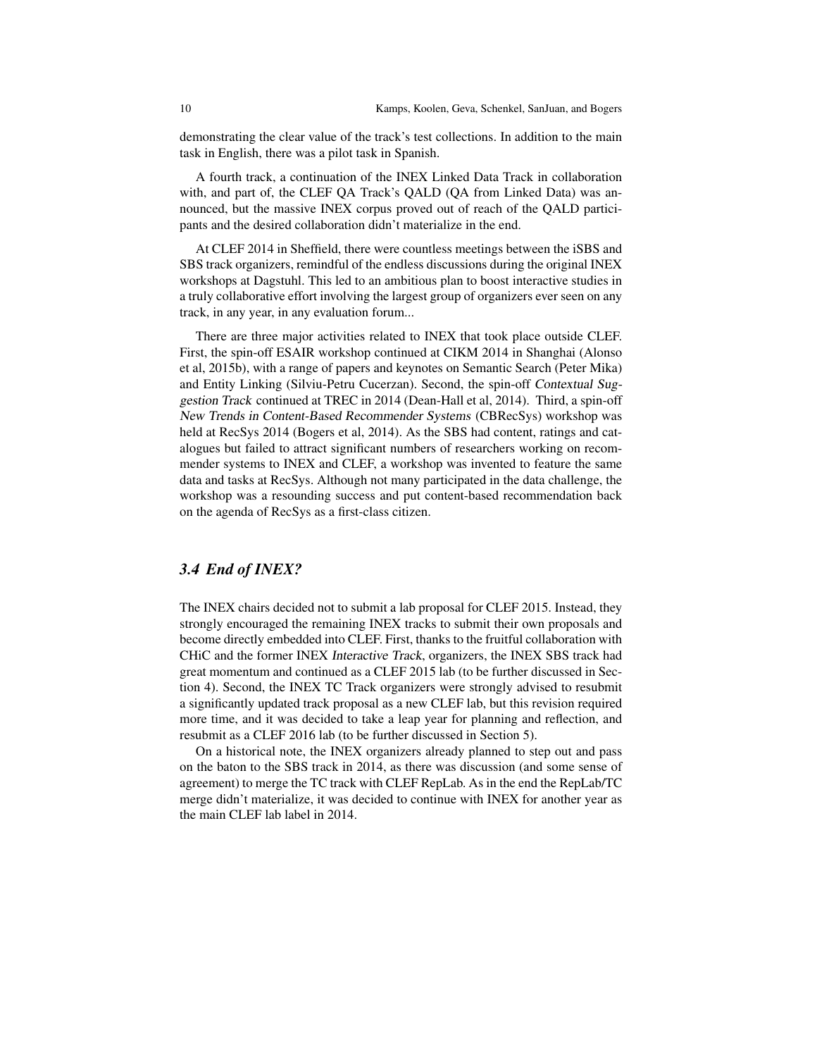demonstrating the clear value of the track's test collections. In addition to the main task in English, there was a pilot task in Spanish.

A fourth track, a continuation of the INEX Linked Data Track in collaboration with, and part of, the CLEF QA Track's QALD (QA from Linked Data) was announced, but the massive INEX corpus proved out of reach of the QALD participants and the desired collaboration didn't materialize in the end.

At CLEF 2014 in Sheffield, there were countless meetings between the iSBS and SBS track organizers, remindful of the endless discussions during the original INEX workshops at Dagstuhl. This led to an ambitious plan to boost interactive studies in a truly collaborative effort involving the largest group of organizers ever seen on any track, in any year, in any evaluation forum...

There are three major activities related to INEX that took place outside CLEF. First, the spin-off ESAIR workshop continued at CIKM 2014 in Shanghai (Alonso et al, 2015b), with a range of papers and keynotes on Semantic Search (Peter Mika) and Entity Linking (Silviu-Petru Cucerzan). Second, the spin-off *Contextual Suggestion Track* continued at TREC in 2014 (Dean-Hall et al, 2014). Third, a spin-off *New Trends in Content-Based Recommender Systems* (CBRecSys) workshop was held at RecSys 2014 (Bogers et al, 2014). As the SBS had content, ratings and catalogues but failed to attract significant numbers of researchers working on recommender systems to INEX and CLEF, a workshop was invented to feature the same data and tasks at RecSys. Although not many participated in the data challenge, the workshop was a resounding success and put content-based recommendation back on the agenda of RecSys as a first-class citizen.

### 3.4 End of INEX?

The INEX chairs decided not to submit a lab proposal for CLEF 2015. Instead, they strongly encouraged the remaining INEX tracks to submit their own proposals and become directly embedded into CLEF. First, thanks to the fruitful collaboration with CHiC and the former INEX *Interactive Track*, organizers, the INEX SBS track had great momentum and continued as a CLEF 2015 lab (to be further discussed in Section 4). Second, the INEX TC Track organizers were strongly advised to resubmit a significantly updated track proposal as a new CLEF lab, but this revision required more time, and it was decided to take a leap year for planning and reflection, and resubmit as a CLEF 2016 lab (to be further discussed in Section 5).

On a historical note, the INEX organizers already planned to step out and pass on the baton to the SBS track in 2014, as there was discussion (and some sense of agreement) to merge the TC track with CLEF RepLab. As in the end the RepLab/TC merge didn't materialize, it was decided to continue with INEX for another year as the main CLEF lab label in 2014.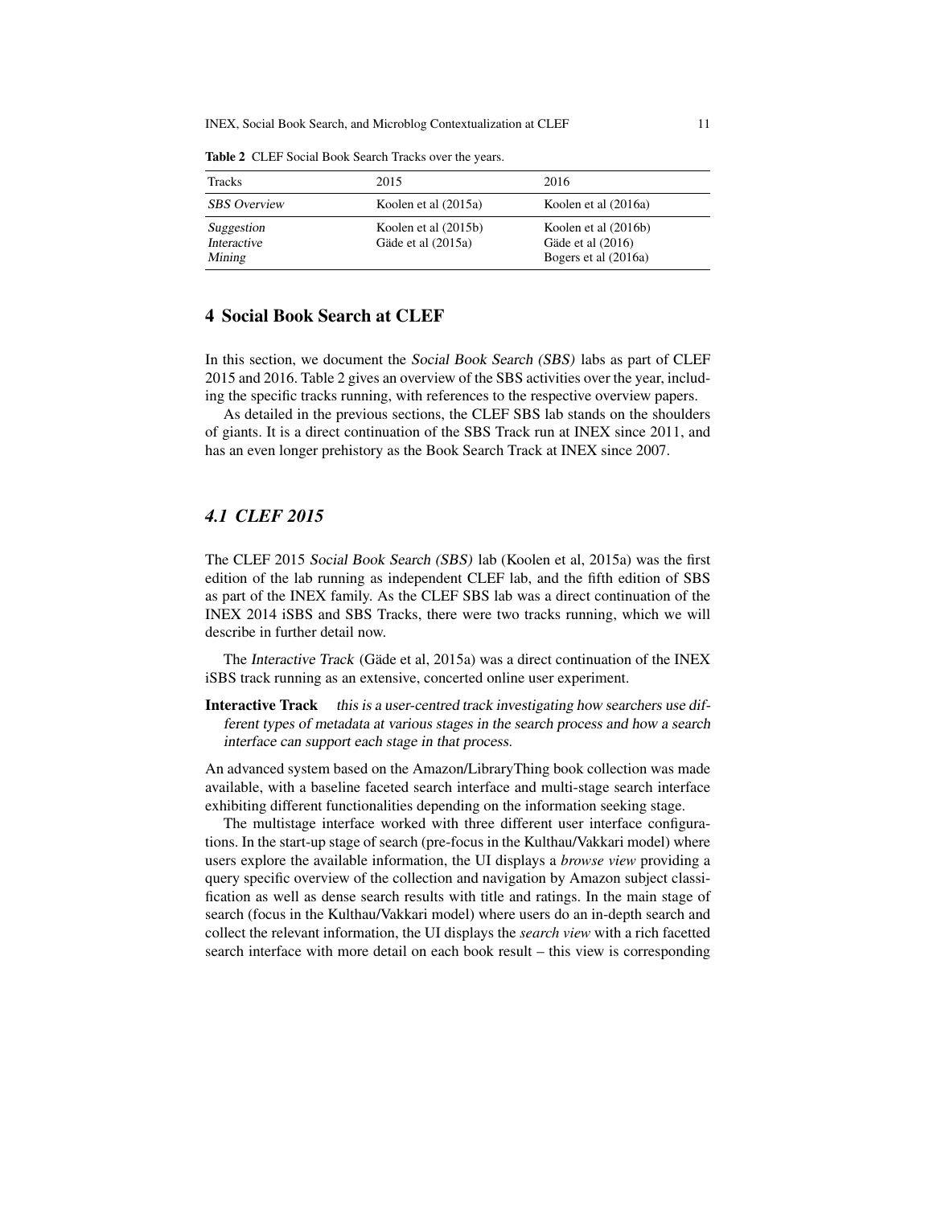Table 2 CLEF Social Book Search Tracks over the years.

| Tracks | 2015 | 2016 |
|---|---|---|
| *SBS Overview* | Koolen et al (2015a) | Koolen et al (2016a) |
| *Suggestion* | Koolen et al (2015b) | Koolen et al (2016b) |
| *Interactive* | Gäde et al (2015a) | Gäde et al (2016) |
| *Mining* | | Bogers et al (2016a) |

## 4 Social Book Search at CLEF

In this section, we document the *Social Book Search (SBS)* labs as part of CLEF 2015 and 2016. Table 2 gives an overview of the SBS activities over the year, including the specific tracks running, with references to the respective overview papers.

As detailed in the previous sections, the CLEF SBS lab stands on the shoulders of giants. It is a direct continuation of the SBS Track run at INEX since 2011, and has an even longer prehistory as the Book Search Track at INEX since 2007.

### *4.1 CLEF 2015*

The CLEF 2015 *Social Book Search (SBS)* lab (Koolen et al, 2015a) was the first edition of the lab running as independent CLEF lab, and the fifth edition of SBS as part of the INEX family. As the CLEF SBS lab was a direct continuation of the INEX 2014 iSBS and SBS Tracks, there were two tracks running, which we will describe in further detail now.

The *Interactive Track* (Gäde et al, 2015a) was a direct continuation of the INEX iSBS track running as an extensive, concerted online user experiment.

**Interactive Track** *this is a user-centred track investigating how searchers use different types of metadata at various stages in the search process and how a search interface can support each stage in that process.*

An advanced system based on the Amazon/LibraryThing book collection was made available, with a baseline faceted search interface and multi-stage search interface exhibiting different functionalities depending on the information seeking stage.

The multistage interface worked with three different user interface configurations. In the start-up stage of search (pre-focus in the Kulthau/Vakkari model) where users explore the available information, the UI displays a *browse view* providing a query specific overview of the collection and navigation by Amazon subject classification as well as dense search results with title and ratings. In the main stage of search (focus in the Kulthau/Vakkari model) where users do an in-depth search and collect the relevant information, the UI displays the *search view* with a rich facetted search interface with more detail on each book result – this view is corresponding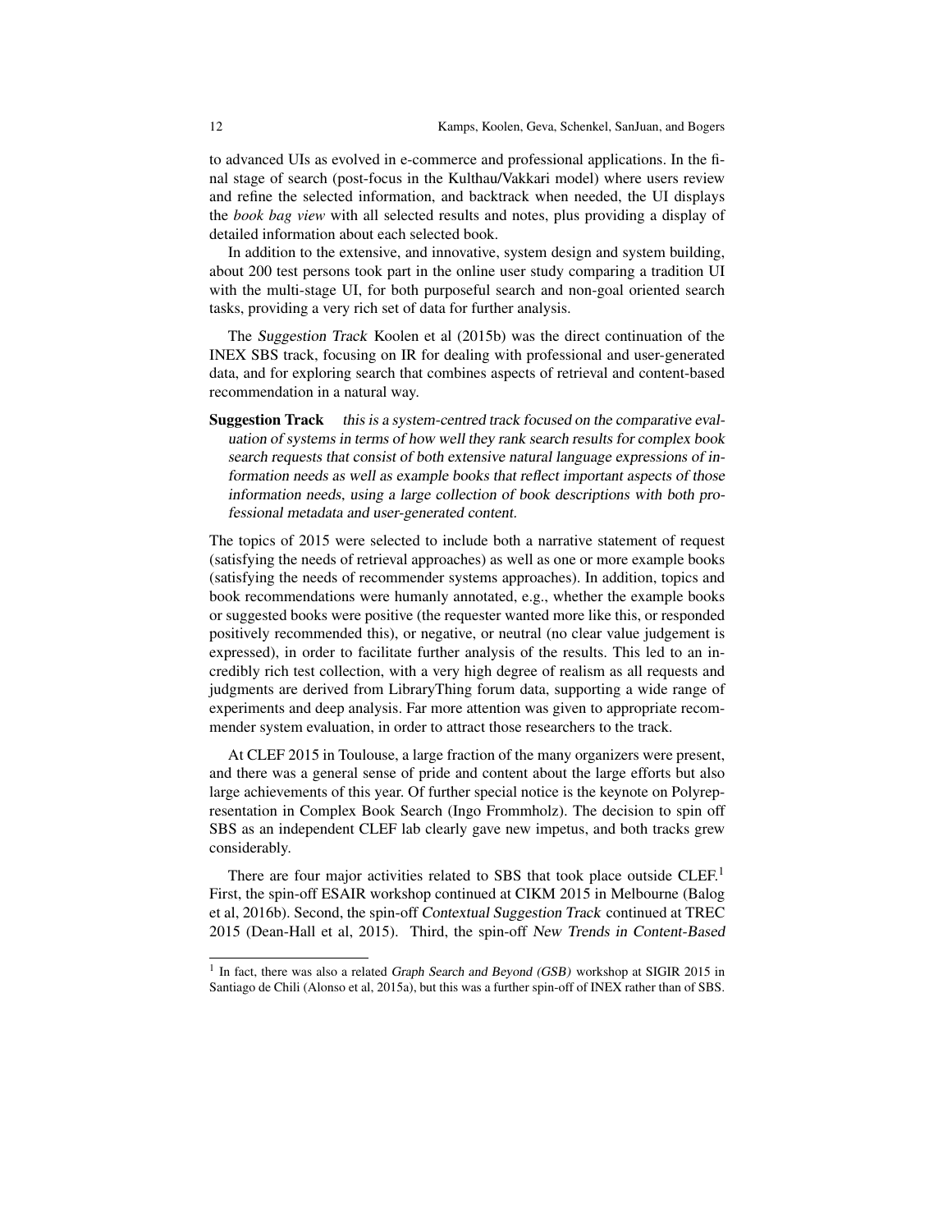to advanced UIs as evolved in e-commerce and professional applications. In the final stage of search (post-focus in the Kulthau/Vakkari model) where users review and refine the selected information, and backtrack when needed, the UI displays the *book bag view* with all selected results and notes, plus providing a display of detailed information about each selected book.

In addition to the extensive, and innovative, system design and system building, about 200 test persons took part in the online user study comparing a tradition UI with the multi-stage UI, for both purposeful search and non-goal oriented search tasks, providing a very rich set of data for further analysis.

The *Suggestion Track* Koolen et al (2015b) was the direct continuation of the INEX SBS track, focusing on IR for dealing with professional and user-generated data, and for exploring search that combines aspects of retrieval and content-based recommendation in a natural way.

**Suggestion Track** *this is a system-centred track focused on the comparative evaluation of systems in terms of how well they rank search results for complex book search requests that consist of both extensive natural language expressions of information needs as well as example books that reflect important aspects of those information needs, using a large collection of book descriptions with both professional metadata and user-generated content.*

The topics of 2015 were selected to include both a narrative statement of request (satisfying the needs of retrieval approaches) as well as one or more example books (satisfying the needs of recommender systems approaches). In addition, topics and book recommendations were humanly annotated, e.g., whether the example books or suggested books were positive (the requester wanted more like this, or responded positively recommended this), or negative, or neutral (no clear value judgement is expressed), in order to facilitate further analysis of the results. This led to an incredibly rich test collection, with a very high degree of realism as all requests and judgments are derived from LibraryThing forum data, supporting a wide range of experiments and deep analysis. Far more attention was given to appropriate recommender system evaluation, in order to attract those researchers to the track.

At CLEF 2015 in Toulouse, a large fraction of the many organizers were present, and there was a general sense of pride and content about the large efforts but also large achievements of this year. Of further special notice is the keynote on Polyrepresentation in Complex Book Search (Ingo Frommholz). The decision to spin off SBS as an independent CLEF lab clearly gave new impetus, and both tracks grew considerably.

There are four major activities related to SBS that took place outside CLEF.[1] First, the spin-off ESAIR workshop continued at CIKM 2015 in Melbourne (Balog et al, 2016b). Second, the spin-off *Contextual Suggestion Track* continued at TREC 2015 (Dean-Hall et al, 2015). Third, the spin-off *New Trends in Content-Based*

[1] In fact, there was also a related *Graph Search and Beyond (GSB)* workshop at SIGIR 2015 in Santiago de Chili (Alonso et al, 2015a), but this was a further spin-off of INEX rather than of SBS.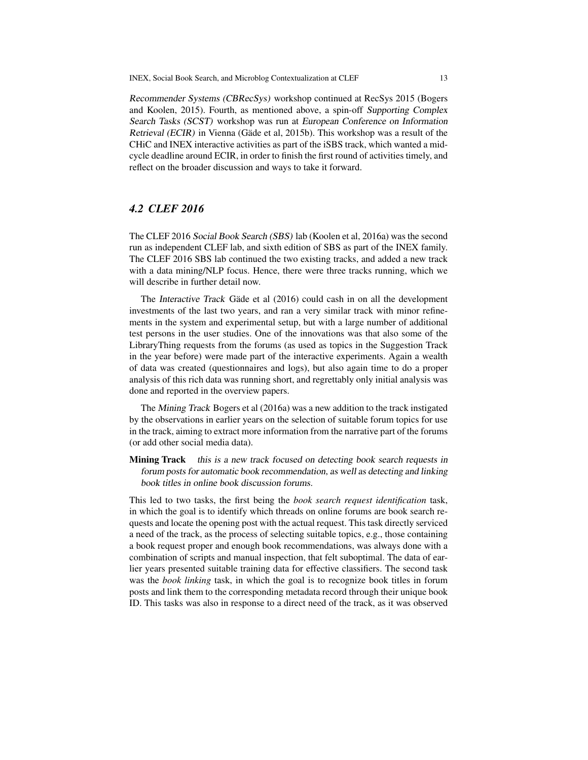*Recommender Systems (CBRecSys)* workshop continued at RecSys 2015 (Bogers and Koolen, 2015). Fourth, as mentioned above, a spin-off *Supporting Complex Search Tasks (SCST)* workshop was run at *European Conference on Information Retrieval (ECIR)* in Vienna (Gäde et al, 2015b). This workshop was a result of the CHiC and INEX interactive activities as part of the iSBS track, which wanted a mid-cycle deadline around ECIR, in order to finish the first round of activities timely, and reflect on the broader discussion and ways to take it forward.

## 4.2 CLEF 2016

The CLEF 2016 *Social Book Search (SBS)* lab (Koolen et al, 2016a) was the second run as independent CLEF lab, and sixth edition of SBS as part of the INEX family. The CLEF 2016 SBS lab continued the two existing tracks, and added a new track with a data mining/NLP focus. Hence, there were three tracks running, which we will describe in further detail now.

The *Interactive Track* Gäde et al (2016) could cash in on all the development investments of the last two years, and ran a very similar track with minor refinements in the system and experimental setup, but with a large number of additional test persons in the user studies. One of the innovations was that also some of the LibraryThing requests from the forums (as used as topics in the Suggestion Track in the year before) were made part of the interactive experiments. Again a wealth of data was created (questionnaires and logs), but also again time to do a proper analysis of this rich data was running short, and regrettably only initial analysis was done and reported in the overview papers.

The *Mining Track* Bogers et al (2016a) was a new addition to the track instigated by the observations in earlier years on the selection of suitable forum topics for use in the track, aiming to extract more information from the narrative part of the forums (or add other social media data).

**Mining Track** *this is a new track focused on detecting book search requests in forum posts for automatic book recommendation, as well as detecting and linking book titles in online book discussion forums.*

This led to two tasks, the first being the *book search request identification* task, in which the goal is to identify which threads on online forums are book search requests and locate the opening post with the actual request. This task directly serviced a need of the track, as the process of selecting suitable topics, e.g., those containing a book request proper and enough book recommendations, was always done with a combination of scripts and manual inspection, that felt suboptimal. The data of earlier years presented suitable training data for effective classifiers. The second task was the *book linking* task, in which the goal is to recognize book titles in forum posts and link them to the corresponding metadata record through their unique book ID. This tasks was also in response to a direct need of the track, as it was observed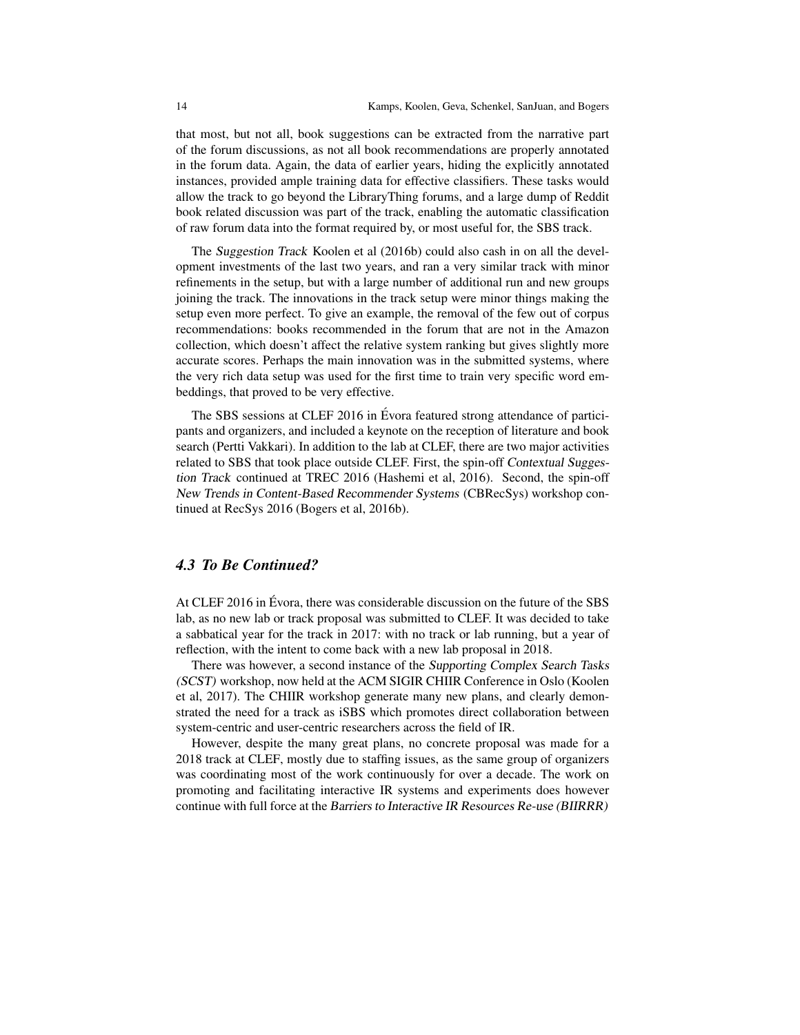that most, but not all, book suggestions can be extracted from the narrative part of the forum discussions, as not all book recommendations are properly annotated in the forum data. Again, the data of earlier years, hiding the explicitly annotated instances, provided ample training data for effective classifiers. These tasks would allow the track to go beyond the LibraryThing forums, and a large dump of Reddit book related discussion was part of the track, enabling the automatic classification of raw forum data into the format required by, or most useful for, the SBS track.

The *Suggestion Track* Koolen et al (2016b) could also cash in on all the development investments of the last two years, and ran a very similar track with minor refinements in the setup, but with a large number of additional run and new groups joining the track. The innovations in the track setup were minor things making the setup even more perfect. To give an example, the removal of the few out of corpus recommendations: books recommended in the forum that are not in the Amazon collection, which doesn't affect the relative system ranking but gives slightly more accurate scores. Perhaps the main innovation was in the submitted systems, where the very rich data setup was used for the first time to train very specific word embeddings, that proved to be very effective.

The SBS sessions at CLEF 2016 in Évora featured strong attendance of participants and organizers, and included a keynote on the reception of literature and book search (Pertti Vakkari). In addition to the lab at CLEF, there are two major activities related to SBS that took place outside CLEF. First, the spin-off *Contextual Suggestion Track* continued at TREC 2016 (Hashemi et al, 2016). Second, the spin-off *New Trends in Content-Based Recommender Systems* (CBRecSys) workshop continued at RecSys 2016 (Bogers et al, 2016b).

### *4.3 To Be Continued?*

At CLEF 2016 in Évora, there was considerable discussion on the future of the SBS lab, as no new lab or track proposal was submitted to CLEF. It was decided to take a sabbatical year for the track in 2017: with no track or lab running, but a year of reflection, with the intent to come back with a new lab proposal in 2018.

There was however, a second instance of the *Supporting Complex Search Tasks (SCST)* workshop, now held at the ACM SIGIR CHIIR Conference in Oslo (Koolen et al, 2017). The CHIIR workshop generate many new plans, and clearly demonstrated the need for a track as iSBS which promotes direct collaboration between system-centric and user-centric researchers across the field of IR.

However, despite the many great plans, no concrete proposal was made for a 2018 track at CLEF, mostly due to staffing issues, as the same group of organizers was coordinating most of the work continuously for over a decade. The work on promoting and facilitating interactive IR systems and experiments does however continue with full force at the *Barriers to Interactive IR Resources Re-use (BIIRRR)*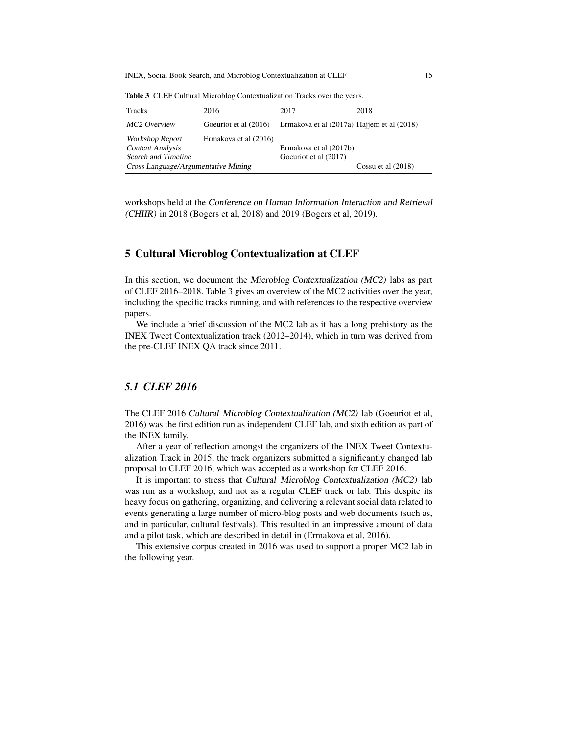Table 3 CLEF Cultural Microblog Contextualization Tracks over the years.

| Tracks | 2016 | 2017 | 2018 |
|---|---|---|---|
| *MC2 Overview* | Goeuriot et al (2016) | Ermakova et al (2017a) | Hajjem et al (2018) |
| *Workshop Report* | Ermakova et al (2016) | | |
| *Content Analysis* | | Ermakova et al (2017b) | |
| *Search and Timeline* | | Goeuriot et al (2017) | |
| *Cross Language/Argumentative Mining* | | | Cossu et al (2018) |

workshops held at the *Conference on Human Information Interaction and Retrieval (CHIIR)* in 2018 (Bogers et al, 2018) and 2019 (Bogers et al, 2019).

## 5 Cultural Microblog Contextualization at CLEF

In this section, we document the *Microblog Contextualization (MC2)* labs as part of CLEF 2016–2018. Table 3 gives an overview of the MC2 activities over the year, including the specific tracks running, and with references to the respective overview papers.

We include a brief discussion of the MC2 lab as it has a long prehistory as the INEX Tweet Contextualization track (2012–2014), which in turn was derived from the pre-CLEF INEX QA track since 2011.

### 5.1 CLEF 2016

The CLEF 2016 *Cultural Microblog Contextualization (MC2)* lab (Goeuriot et al, 2016) was the first edition run as independent CLEF lab, and sixth edition as part of the INEX family.

After a year of reflection amongst the organizers of the INEX Tweet Contextualization Track in 2015, the track organizers submitted a significantly changed lab proposal to CLEF 2016, which was accepted as a workshop for CLEF 2016.

It is important to stress that *Cultural Microblog Contextualization (MC2)* lab was run as a workshop, and not as a regular CLEF track or lab. This despite its heavy focus on gathering, organizing, and delivering a relevant social data related to events generating a large number of micro-blog posts and web documents (such as, and in particular, cultural festivals). This resulted in an impressive amount of data and a pilot task, which are described in detail in (Ermakova et al, 2016).

This extensive corpus created in 2016 was used to support a proper MC2 lab in the following year.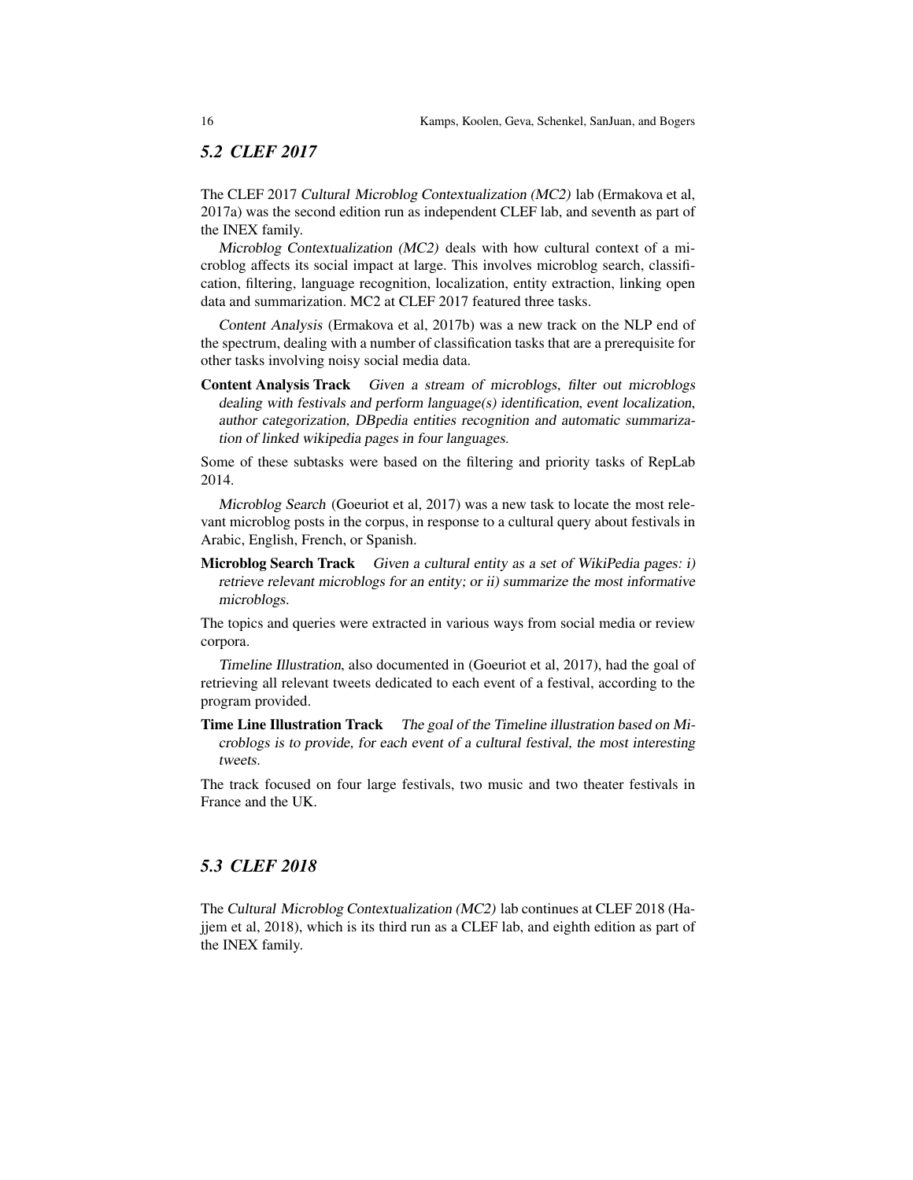### 5.2 CLEF 2017

The CLEF 2017 *Cultural Microblog Contextualization (MC2)* lab (Ermakova et al, 2017a) was the second edition run as independent CLEF lab, and seventh as part of the INEX family.

*Microblog Contextualization (MC2)* deals with how cultural context of a microblog affects its social impact at large. This involves microblog search, classification, filtering, language recognition, localization, entity extraction, linking open data and summarization. MC2 at CLEF 2017 featured three tasks.

*Content Analysis* (Ermakova et al, 2017b) was a new track on the NLP end of the spectrum, dealing with a number of classification tasks that are a prerequisite for other tasks involving noisy social media data.

**Content Analysis Track** *Given a stream of microblogs, filter out microblogs dealing with festivals and perform language(s) identification, event localization, author categorization, DBpedia entities recognition and automatic summarization of linked wikipedia pages in four languages.*

Some of these subtasks were based on the filtering and priority tasks of RepLab 2014.

*Microblog Search* (Goeuriot et al, 2017) was a new task to locate the most relevant microblog posts in the corpus, in response to a cultural query about festivals in Arabic, English, French, or Spanish.

**Microblog Search Track** *Given a cultural entity as a set of WikiPedia pages: i) retrieve relevant microblogs for an entity; or ii) summarize the most informative microblogs.*

The topics and queries were extracted in various ways from social media or review corpora.

*Timeline Illustration*, also documented in (Goeuriot et al, 2017), had the goal of retrieving all relevant tweets dedicated to each event of a festival, according to the program provided.

**Time Line Illustration Track** *The goal of the Timeline illustration based on Microblogs is to provide, for each event of a cultural festival, the most interesting tweets.*

The track focused on four large festivals, two music and two theater festivals in France and the UK.

### 5.3 CLEF 2018

The *Cultural Microblog Contextualization (MC2)* lab continues at CLEF 2018 (Hajjem et al, 2018), which is its third run as a CLEF lab, and eighth edition as part of the INEX family.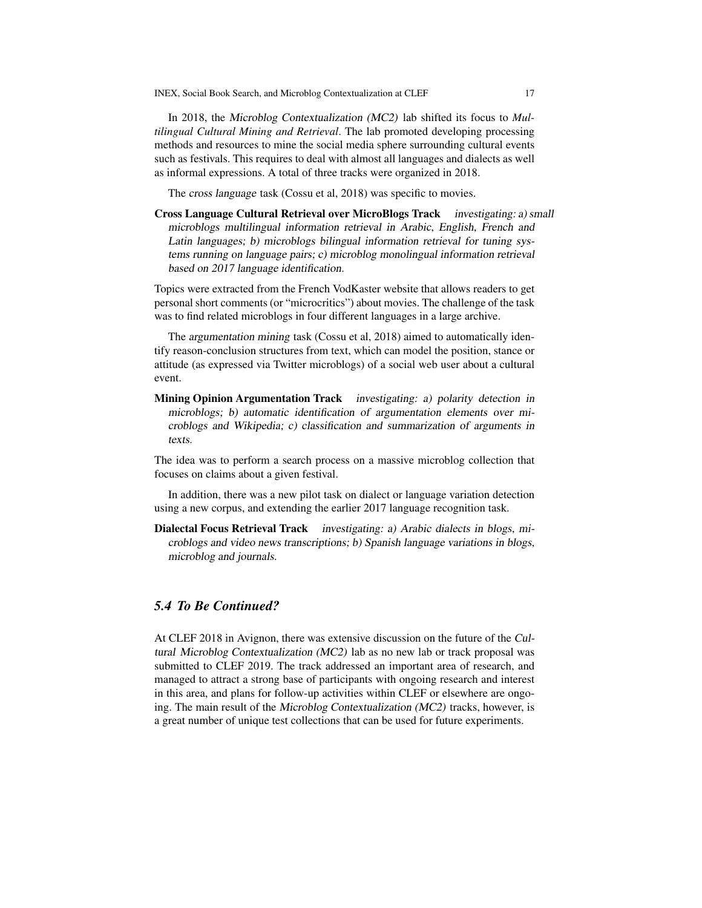In 2018, the *Microblog Contextualization (MC2)* lab shifted its focus to *Multilingual Cultural Mining and Retrieval*. The lab promoted developing processing methods and resources to mine the social media sphere surrounding cultural events such as festivals. This requires to deal with almost all languages and dialects as well as informal expressions. A total of three tracks were organized in 2018.

The *cross language* task (Cossu et al, 2018) was specific to movies.

**Cross Language Cultural Retrieval over MicroBlogs Track** *investigating: a) small microblogs multilingual information retrieval in Arabic, English, French and Latin languages; b) microblogs bilingual information retrieval for tuning systems running on language pairs; c) microblog monolingual information retrieval based on 2017 language identification.*

Topics were extracted from the French VodKaster website that allows readers to get personal short comments (or "microcritics") about movies. The challenge of the task was to find related microblogs in four different languages in a large archive.

The *argumentation mining* task (Cossu et al, 2018) aimed to automatically identify reason-conclusion structures from text, which can model the position, stance or attitude (as expressed via Twitter microblogs) of a social web user about a cultural event.

**Mining Opinion Argumentation Track** *investigating: a) polarity detection in microblogs; b) automatic identification of argumentation elements over microblogs and Wikipedia; c) classification and summarization of arguments in texts.*

The idea was to perform a search process on a massive microblog collection that focuses on claims about a given festival.

In addition, there was a new pilot task on dialect or language variation detection using a new corpus, and extending the earlier 2017 language recognition task.

**Dialectal Focus Retrieval Track** *investigating: a) Arabic dialects in blogs, microblogs and video news transcriptions; b) Spanish language variations in blogs, microblog and journals.*

### *5.4 To Be Continued?*

At CLEF 2018 in Avignon, there was extensive discussion on the future of the *Cultural Microblog Contextualization (MC2)* lab as no new lab or track proposal was submitted to CLEF 2019. The track addressed an important area of research, and managed to attract a strong base of participants with ongoing research and interest in this area, and plans for follow-up activities within CLEF or elsewhere are ongoing. The main result of the *Microblog Contextualization (MC2)* tracks, however, is a great number of unique test collections that can be used for future experiments.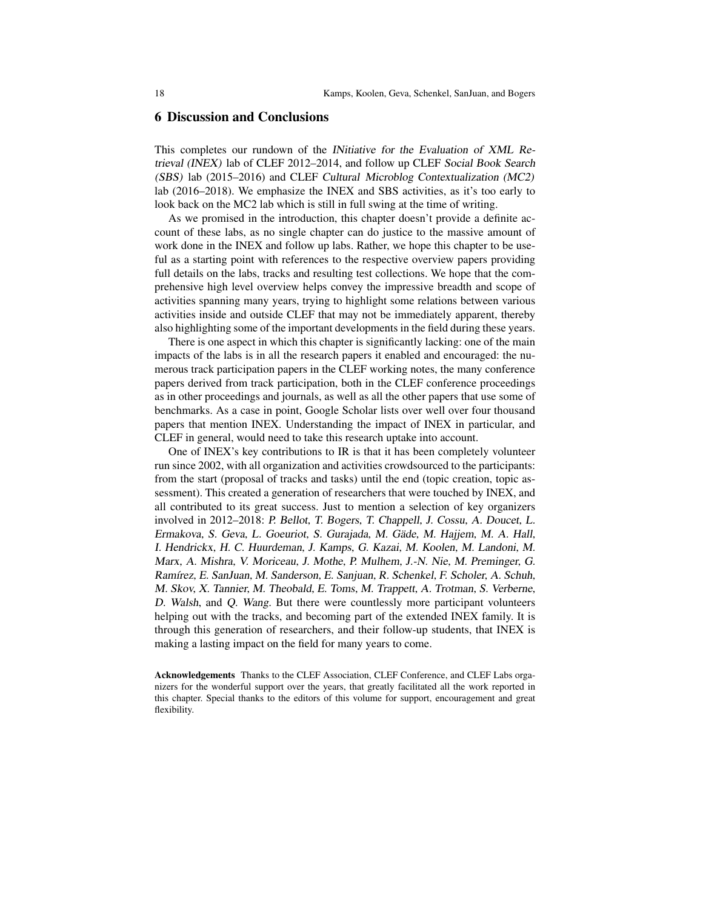## 6 Discussion and Conclusions

This completes our rundown of the *INitiative for the Evaluation of XML Retrieval (INEX)* lab of CLEF 2012–2014, and follow up CLEF *Social Book Search (SBS)* lab (2015–2016) and CLEF *Cultural Microblog Contextualization (MC2)* lab (2016–2018). We emphasize the INEX and SBS activities, as it's too early to look back on the MC2 lab which is still in full swing at the time of writing.

As we promised in the introduction, this chapter doesn't provide a definite account of these labs, as no single chapter can do justice to the massive amount of work done in the INEX and follow up labs. Rather, we hope this chapter to be useful as a starting point with references to the respective overview papers providing full details on the labs, tracks and resulting test collections. We hope that the comprehensive high level overview helps convey the impressive breadth and scope of activities spanning many years, trying to highlight some relations between various activities inside and outside CLEF that may not be immediately apparent, thereby also highlighting some of the important developments in the field during these years.

There is one aspect in which this chapter is significantly lacking: one of the main impacts of the labs is in all the research papers it enabled and encouraged: the numerous track participation papers in the CLEF working notes, the many conference papers derived from track participation, both in the CLEF conference proceedings as in other proceedings and journals, as well as all the other papers that use some of benchmarks. As a case in point, Google Scholar lists over well over four thousand papers that mention INEX. Understanding the impact of INEX in particular, and CLEF in general, would need to take this research uptake into account.

One of INEX's key contributions to IR is that it has been completely volunteer run since 2002, with all organization and activities crowdsourced to the participants: from the start (proposal of tracks and tasks) until the end (topic creation, topic assessment). This created a generation of researchers that were touched by INEX, and all contributed to its great success. Just to mention a selection of key organizers involved in 2012–2018: *P. Bellot*, *T. Bogers*, *T. Chappell*, *J. Cossu*, *A. Doucet*, *L. Ermakova*, *S. Geva*, *L. Goeuriot*, *S. Gurajada*, *M. Gäde*, *M. Hajjem*, *M. A. Hall*, *I. Hendrickx*, *H. C. Huurdeman*, *J. Kamps*, *G. Kazai*, *M. Koolen*, *M. Landoni*, *M. Marx*, *A. Mishra*, *V. Moriceau*, *J. Mothe*, *P. Mulhem*, *J.-N. Nie*, *M. Preminger*, *G. Ramírez*, *E. SanJuan*, *M. Sanderson*, *E. Sanjuan*, *R. Schenkel*, *F. Scholer*, *A. Schuh*, *M. Skov*, *X. Tannier*, *M. Theobald*, *E. Toms*, *M. Trappett*, *A. Trotman*, *S. Verberne*, *D. Walsh*, and *Q. Wang*. But there were countlessly more participant volunteers helping out with the tracks, and becoming part of the extended INEX family. It is through this generation of researchers, and their follow-up students, that INEX is making a lasting impact on the field for many years to come.

**Acknowledgements** Thanks to the CLEF Association, CLEF Conference, and CLEF Labs organizers for the wonderful support over the years, that greatly facilitated all the work reported in this chapter. Special thanks to the editors of this volume for support, encouragement and great flexibility.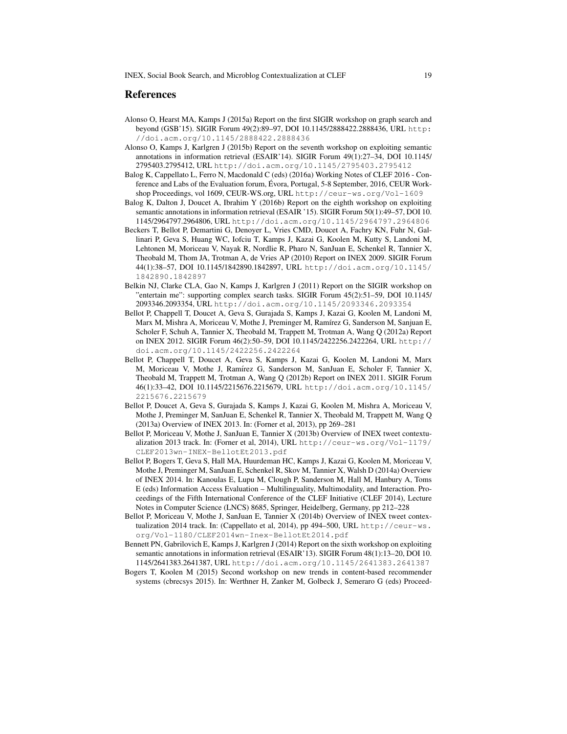## References

Alonso O, Hearst MA, Kamps J (2015a) Report on the first SIGIR workshop on graph search and beyond (GSB'15). SIGIR Forum 49(2):89–97, DOI 10.1145/2888422.2888436, URL http://doi.acm.org/10.1145/2888422.2888436

Alonso O, Kamps J, Karlgren J (2015b) Report on the seventh workshop on exploiting semantic annotations in information retrieval (ESAIR'14). SIGIR Forum 49(1):27–34, DOI 10.1145/2795403.2795412, URL http://doi.acm.org/10.1145/2795403.2795412

Balog K, Cappellato L, Ferro N, Macdonald C (eds) (2016a) Working Notes of CLEF 2016 - Conference and Labs of the Evaluation forum, Évora, Portugal, 5-8 September, 2016, CEUR Workshop Proceedings, vol 1609, CEUR-WS.org, URL http://ceur-ws.org/Vol-1609

Balog K, Dalton J, Doucet A, Ibrahim Y (2016b) Report on the eighth workshop on exploiting semantic annotations in information retrieval (ESAIR '15). SIGIR Forum 50(1):49–57, DOI 10.1145/2964797.2964806, URL http://doi.acm.org/10.1145/2964797.2964806

Beckers T, Bellot P, Demartini G, Denoyer L, Vries CMD, Doucet A, Fachry KN, Fuhr N, Gallinari P, Geva S, Huang WC, Iofciu T, Kamps J, Kazai G, Koolen M, Kutty S, Landoni M, Lehtonen M, Moriceau V, Nayak R, Nordlie R, Pharo N, SanJuan E, Schenkel R, Tannier X, Theobald M, Thom JA, Trotman A, de Vries AP (2010) Report on INEX 2009. SIGIR Forum 44(1):38–57, DOI 10.1145/1842890.1842897, URL http://doi.acm.org/10.1145/1842890.1842897

Belkin NJ, Clarke CLA, Gao N, Kamps J, Karlgren J (2011) Report on the SIGIR workshop on "entertain me": supporting complex search tasks. SIGIR Forum 45(2):51–59, DOI 10.1145/2093346.2093354, URL http://doi.acm.org/10.1145/2093346.2093354

Bellot P, Chappell T, Doucet A, Geva S, Gurajada S, Kamps J, Kazai G, Koolen M, Landoni M, Marx M, Mishra A, Moriceau V, Mothe J, Preminger M, Ramírez G, Sanderson M, Sanjuan E, Scholer F, Schuh A, Tannier X, Theobald M, Trappett M, Trotman A, Wang Q (2012a) Report on INEX 2012. SIGIR Forum 46(2):50–59, DOI 10.1145/2422256.2422264, URL http://doi.acm.org/10.1145/2422256.2422264

Bellot P, Chappell T, Doucet A, Geva S, Kamps J, Kazai G, Koolen M, Landoni M, Marx M, Moriceau V, Mothe J, Ramírez G, Sanderson M, SanJuan E, Scholer F, Tannier X, Theobald M, Trappett M, Trotman A, Wang Q (2012b) Report on INEX 2011. SIGIR Forum 46(1):33–42, DOI 10.1145/2215676.2215679, URL http://doi.acm.org/10.1145/2215676.2215679

Bellot P, Doucet A, Geva S, Gurajada S, Kamps J, Kazai G, Koolen M, Mishra A, Moriceau V, Mothe J, Preminger M, SanJuan E, Schenkel R, Tannier X, Theobald M, Trappett M, Wang Q (2013a) Overview of INEX 2013. In: (Forner et al, 2013), pp 269–281

Bellot P, Moriceau V, Mothe J, SanJuan E, Tannier X (2013b) Overview of INEX tweet contextualization 2013 track. In: (Forner et al, 2014), URL http://ceur-ws.org/Vol-1179/CLEF2013wn-INEX-BellotEt2013.pdf

Bellot P, Bogers T, Geva S, Hall MA, Huurdeman HC, Kamps J, Kazai G, Koolen M, Moriceau V, Mothe J, Preminger M, SanJuan E, Schenkel R, Skov M, Tannier X, Walsh D (2014a) Overview of INEX 2014. In: Kanoulas E, Lupu M, Clough P, Sanderson M, Hall M, Hanbury A, Toms E (eds) Information Access Evaluation – Multilinguality, Multimodality, and Interaction. Proceedings of the Fifth International Conference of the CLEF Initiative (CLEF 2014), Lecture Notes in Computer Science (LNCS) 8685, Springer, Heidelberg, Germany, pp 212–228

Bellot P, Moriceau V, Mothe J, SanJuan E, Tannier X (2014b) Overview of INEX tweet contextualization 2014 track. In: (Cappellato et al, 2014), pp 494–500, URL http://ceur-ws.org/Vol-1180/CLEF2014wn-Inex-BellotEt2014.pdf

Bennett PN, Gabrilovich E, Kamps J, Karlgren J (2014) Report on the sixth workshop on exploiting semantic annotations in information retrieval (ESAIR'13). SIGIR Forum 48(1):13–20, DOI 10.1145/2641383.2641387, URL http://doi.acm.org/10.1145/2641383.2641387

Bogers T, Koolen M (2015) Second workshop on new trends in content-based recommender systems (cbrecsys 2015). In: Werthner H, Zanker M, Golbeck J, Semeraro G (eds) Proceed-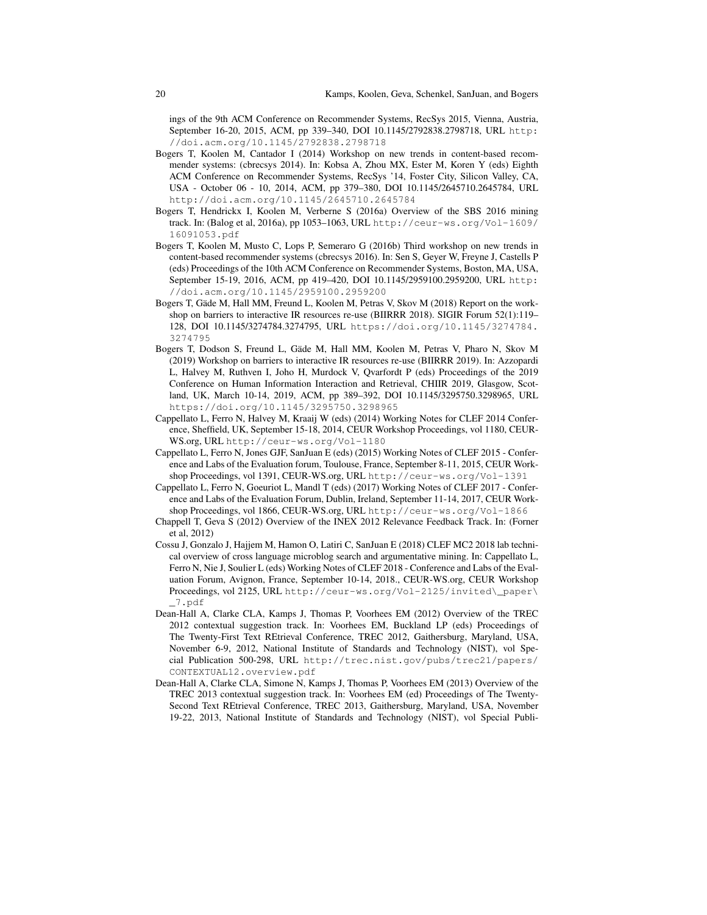ings of the 9th ACM Conference on Recommender Systems, RecSys 2015, Vienna, Austria, September 16-20, 2015, ACM, pp 339–340, DOI 10.1145/2792838.2798718, URL http://doi.acm.org/10.1145/2792838.2798718

Bogers T, Koolen M, Cantador I (2014) Workshop on new trends in content-based recommender systems: (cbrecsys 2014). In: Kobsa A, Zhou MX, Ester M, Koren Y (eds) Eighth ACM Conference on Recommender Systems, RecSys '14, Foster City, Silicon Valley, CA, USA - October 06 - 10, 2014, ACM, pp 379–380, DOI 10.1145/2645710.2645784, URL http://doi.acm.org/10.1145/2645710.2645784

Bogers T, Hendrickx I, Koolen M, Verberne S (2016a) Overview of the SBS 2016 mining track. In: (Balog et al, 2016a), pp 1053–1063, URL http://ceur-ws.org/Vol-1609/16091053.pdf

Bogers T, Koolen M, Musto C, Lops P, Semeraro G (2016b) Third workshop on new trends in content-based recommender systems (cbrecsys 2016). In: Sen S, Geyer W, Freyne J, Castells P (eds) Proceedings of the 10th ACM Conference on Recommender Systems, Boston, MA, USA, September 15-19, 2016, ACM, pp 419–420, DOI 10.1145/2959100.2959200, URL http://doi.acm.org/10.1145/2959100.2959200

Bogers T, Gäde M, Hall MM, Freund L, Koolen M, Petras V, Skov M (2018) Report on the workshop on barriers to interactive IR resources re-use (BIIRRR 2018). SIGIR Forum 52(1):119–128, DOI 10.1145/3274784.3274795, URL https://doi.org/10.1145/3274784.3274795

Bogers T, Dodson S, Freund L, Gäde M, Hall MM, Koolen M, Petras V, Pharo N, Skov M (2019) Workshop on barriers to interactive IR resources re-use (BIIRRR 2019). In: Azzopardi L, Halvey M, Ruthven I, Joho H, Murdock V, Qvarfordt P (eds) Proceedings of the 2019 Conference on Human Information Interaction and Retrieval, CHIIR 2019, Glasgow, Scotland, UK, March 10-14, 2019, ACM, pp 389–392, DOI 10.1145/3295750.3298965, URL https://doi.org/10.1145/3295750.3298965

Cappellato L, Ferro N, Halvey M, Kraaij W (eds) (2014) Working Notes for CLEF 2014 Conference, Sheffield, UK, September 15-18, 2014, CEUR Workshop Proceedings, vol 1180, CEUR-WS.org, URL http://ceur-ws.org/Vol-1180

Cappellato L, Ferro N, Jones GJF, SanJuan E (eds) (2015) Working Notes of CLEF 2015 - Conference and Labs of the Evaluation forum, Toulouse, France, September 8-11, 2015, CEUR Workshop Proceedings, vol 1391, CEUR-WS.org, URL http://ceur-ws.org/Vol-1391

Cappellato L, Ferro N, Goeuriot L, Mandl T (eds) (2017) Working Notes of CLEF 2017 - Conference and Labs of the Evaluation Forum, Dublin, Ireland, September 11-14, 2017, CEUR Workshop Proceedings, vol 1866, CEUR-WS.org, URL http://ceur-ws.org/Vol-1866

Chappell T, Geva S (2012) Overview of the INEX 2012 Relevance Feedback Track. In: (Forner et al, 2012)

Cossu J, Gonzalo J, Hajjem M, Hamon O, Latiri C, SanJuan E (2018) CLEF MC2 2018 lab technical overview of cross language microblog search and argumentative mining. In: Cappellato L, Ferro N, Nie J, Soulier L (eds) Working Notes of CLEF 2018 - Conference and Labs of the Evaluation Forum, Avignon, France, September 10-14, 2018., CEUR-WS.org, CEUR Workshop Proceedings, vol 2125, URL http://ceur-ws.org/Vol-2125/invited\_paper\_7.pdf

Dean-Hall A, Clarke CLA, Kamps J, Thomas P, Voorhees EM (2012) Overview of the TREC 2012 contextual suggestion track. In: Voorhees EM, Buckland LP (eds) Proceedings of The Twenty-First Text REtrieval Conference, TREC 2012, Gaithersburg, Maryland, USA, November 6-9, 2012, National Institute of Standards and Technology (NIST), vol Special Publication 500-298, URL http://trec.nist.gov/pubs/trec21/papers/CONTEXTUAL12.overview.pdf

Dean-Hall A, Clarke CLA, Simone N, Kamps J, Thomas P, Voorhees EM (2013) Overview of the TREC 2013 contextual suggestion track. In: Voorhees EM (ed) Proceedings of The Twenty-Second Text REtrieval Conference, TREC 2013, Gaithersburg, Maryland, USA, November 19-22, 2013, National Institute of Standards and Technology (NIST), vol Special Publi-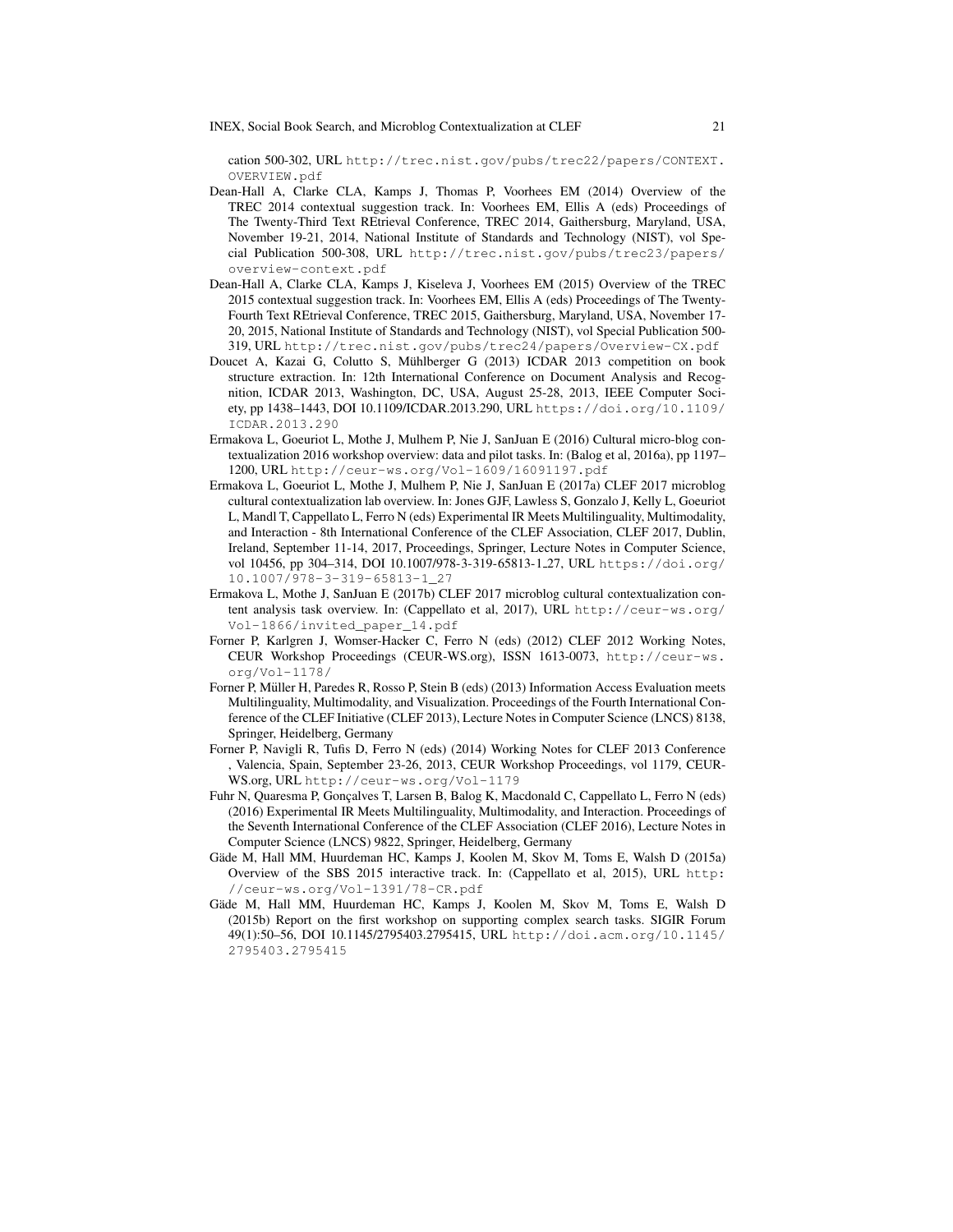cation 500-302, URL http://trec.nist.gov/pubs/trec22/papers/CONTEXT.OVERVIEW.pdf

- Dean-Hall A, Clarke CLA, Kamps J, Thomas P, Voorhees EM (2014) Overview of the TREC 2014 contextual suggestion track. In: Voorhees EM, Ellis A (eds) Proceedings of The Twenty-Third Text REtrieval Conference, TREC 2014, Gaithersburg, Maryland, USA, November 19-21, 2014, National Institute of Standards and Technology (NIST), vol Special Publication 500-308, URL http://trec.nist.gov/pubs/trec23/papers/overview-context.pdf
- Dean-Hall A, Clarke CLA, Kamps J, Kiseleva J, Voorhees EM (2015) Overview of the TREC 2015 contextual suggestion track. In: Voorhees EM, Ellis A (eds) Proceedings of The Twenty-Fourth Text REtrieval Conference, TREC 2015, Gaithersburg, Maryland, USA, November 17-20, 2015, National Institute of Standards and Technology (NIST), vol Special Publication 500-319, URL http://trec.nist.gov/pubs/trec24/papers/Overview-CX.pdf
- Doucet A, Kazai G, Colutto S, Mühlberger G (2013) ICDAR 2013 competition on book structure extraction. In: 12th International Conference on Document Analysis and Recognition, ICDAR 2013, Washington, DC, USA, August 25-28, 2013, IEEE Computer Society, pp 1438–1443, DOI 10.1109/ICDAR.2013.290, URL https://doi.org/10.1109/ICDAR.2013.290
- Ermakova L, Goeuriot L, Mothe J, Mulhem P, Nie J, SanJuan E (2016) Cultural micro-blog contextualization 2016 workshop overview: data and pilot tasks. In: (Balog et al, 2016a), pp 1197–1200, URL http://ceur-ws.org/Vol-1609/16091197.pdf
- Ermakova L, Goeuriot L, Mothe J, Mulhem P, Nie J, SanJuan E (2017a) CLEF 2017 microblog cultural contextualization lab overview. In: Jones GJF, Lawless S, Gonzalo J, Kelly L, Goeuriot L, Mandl T, Cappellato L, Ferro N (eds) Experimental IR Meets Multilinguality, Multimodality, and Interaction - 8th International Conference of the CLEF Association, CLEF 2017, Dublin, Ireland, September 11-14, 2017, Proceedings, Springer, Lecture Notes in Computer Science, vol 10456, pp 304–314, DOI 10.1007/978-3-319-65813-1_27, URL https://doi.org/10.1007/978-3-319-65813-1_27
- Ermakova L, Mothe J, SanJuan E (2017b) CLEF 2017 microblog cultural contextualization content analysis task overview. In: (Cappellato et al, 2017), URL http://ceur-ws.org/Vol-1866/invited_paper_14.pdf
- Forner P, Karlgren J, Womser-Hacker C, Ferro N (eds) (2012) CLEF 2012 Working Notes, CEUR Workshop Proceedings (CEUR-WS.org), ISSN 1613-0073, http://ceur-ws.org/Vol-1178/
- Forner P, Müller H, Paredes R, Rosso P, Stein B (eds) (2013) Information Access Evaluation meets Multilinguality, Multimodality, and Visualization. Proceedings of the Fourth International Conference of the CLEF Initiative (CLEF 2013), Lecture Notes in Computer Science (LNCS) 8138, Springer, Heidelberg, Germany
- Forner P, Navigli R, Tufis D, Ferro N (eds) (2014) Working Notes for CLEF 2013 Conference , Valencia, Spain, September 23-26, 2013, CEUR Workshop Proceedings, vol 1179, CEUR-WS.org, URL http://ceur-ws.org/Vol-1179
- Fuhr N, Quaresma P, Gonçalves T, Larsen B, Balog K, Macdonald C, Cappellato L, Ferro N (eds) (2016) Experimental IR Meets Multilinguality, Multimodality, and Interaction. Proceedings of the Seventh International Conference of the CLEF Association (CLEF 2016), Lecture Notes in Computer Science (LNCS) 9822, Springer, Heidelberg, Germany
- Gäde M, Hall MM, Huurdeman HC, Kamps J, Koolen M, Skov M, Toms E, Walsh D (2015a) Overview of the SBS 2015 interactive track. In: (Cappellato et al, 2015), URL http://ceur-ws.org/Vol-1391/78-CR.pdf
- Gäde M, Hall MM, Huurdeman HC, Kamps J, Koolen M, Skov M, Toms E, Walsh D (2015b) Report on the first workshop on supporting complex search tasks. SIGIR Forum 49(1):50–56, DOI 10.1145/2795403.2795415, URL http://doi.acm.org/10.1145/2795403.2795415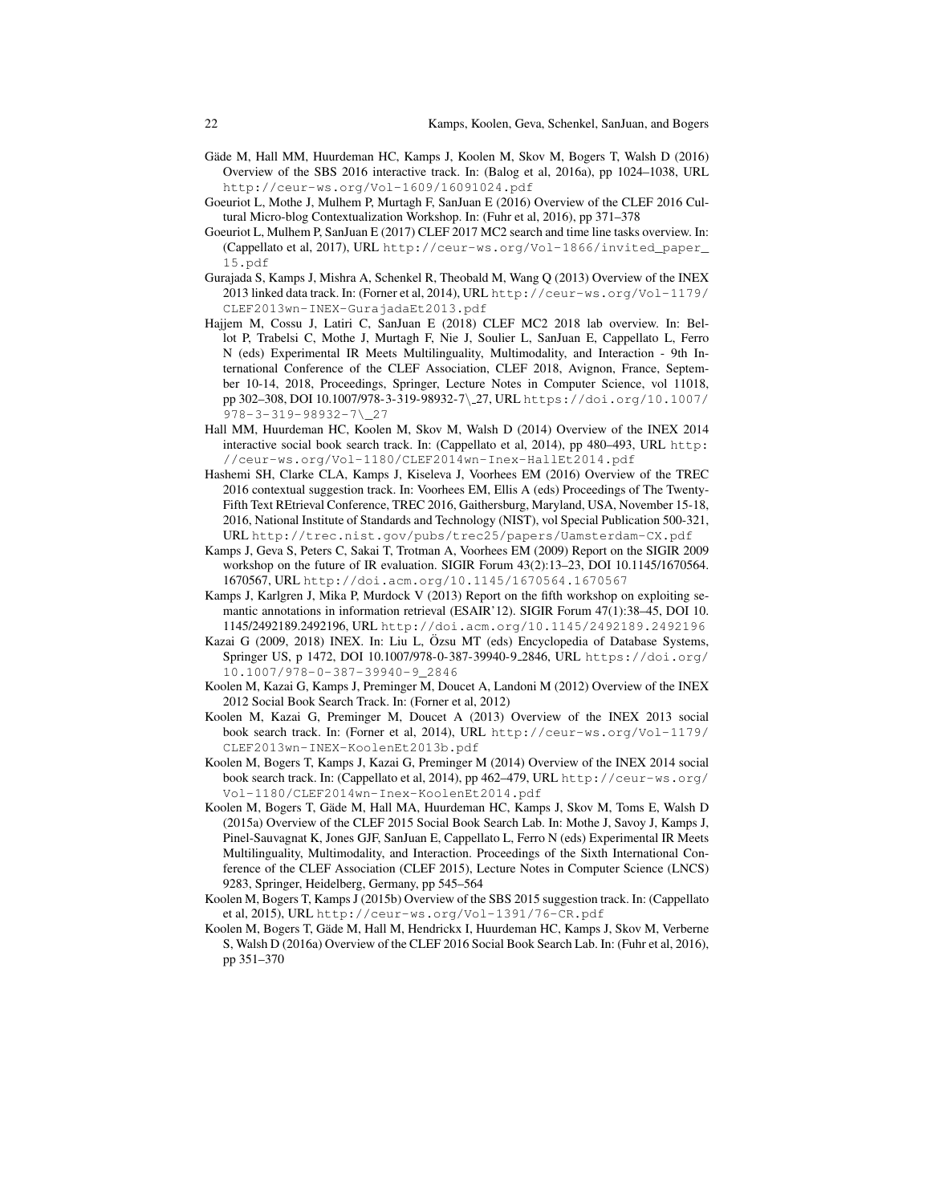Gäde M, Hall MM, Huurdeman HC, Kamps J, Koolen M, Skov M, Bogers T, Walsh D (2016) Overview of the SBS 2016 interactive track. In: (Balog et al, 2016a), pp 1024–1038, URL http://ceur-ws.org/Vol-1609/16091024.pdf

Goeuriot L, Mothe J, Mulhem P, Murtagh F, SanJuan E (2016) Overview of the CLEF 2016 Cultural Micro-blog Contextualization Workshop. In: (Fuhr et al, 2016), pp 371–378

Goeuriot L, Mulhem P, SanJuan E (2017) CLEF 2017 MC2 search and time line tasks overview. In: (Cappellato et al, 2017), URL http://ceur-ws.org/Vol-1866/invited_paper_15.pdf

Gurajada S, Kamps J, Mishra A, Schenkel R, Theobald M, Wang Q (2013) Overview of the INEX 2013 linked data track. In: (Forner et al, 2014), URL http://ceur-ws.org/Vol-1179/CLEF2013wn-INEX-GurajadaEt2013.pdf

Hajjem M, Cossu J, Latiri C, SanJuan E (2018) CLEF MC2 2018 lab overview. In: Bellot P, Trabelsi C, Mothe J, Murtagh F, Nie J, Soulier L, SanJuan E, Cappellato L, Ferro N (eds) Experimental IR Meets Multilinguality, Multimodality, and Interaction - 9th International Conference of the CLEF Association, CLEF 2018, Avignon, France, September 10-14, 2018, Proceedings, Springer, Lecture Notes in Computer Science, vol 11018, pp 302–308, DOI 10.1007/978-3-319-98932-7\_27, URL https://doi.org/10.1007/978-3-319-98932-7\_27

Hall MM, Huurdeman HC, Koolen M, Skov M, Walsh D (2014) Overview of the INEX 2014 interactive social book search track. In: (Cappellato et al, 2014), pp 480–493, URL http://ceur-ws.org/Vol-1180/CLEF2014wn-Inex-HallEt2014.pdf

Hashemi SH, Clarke CLA, Kamps J, Kiseleva J, Voorhees EM (2016) Overview of the TREC 2016 contextual suggestion track. In: Voorhees EM, Ellis A (eds) Proceedings of The Twenty-Fifth Text REtrieval Conference, TREC 2016, Gaithersburg, Maryland, USA, November 15-18, 2016, National Institute of Standards and Technology (NIST), vol Special Publication 500-321, URL http://trec.nist.gov/pubs/trec25/papers/Uamsterdam-CX.pdf

Kamps J, Geva S, Peters C, Sakai T, Trotman A, Voorhees EM (2009) Report on the SIGIR 2009 workshop on the future of IR evaluation. SIGIR Forum 43(2):13–23, DOI 10.1145/1670564.1670567, URL http://doi.acm.org/10.1145/1670564.1670567

Kamps J, Karlgren J, Mika P, Murdock V (2013) Report on the fifth workshop on exploiting semantic annotations in information retrieval (ESAIR'12). SIGIR Forum 47(1):38–45, DOI 10.1145/2492189.2492196, URL http://doi.acm.org/10.1145/2492189.2492196

Kazai G (2009, 2018) INEX. In: Liu L, Özsu MT (eds) Encyclopedia of Database Systems, Springer US, p 1472, DOI 10.1007/978-0-387-39940-9_2846, URL https://doi.org/10.1007/978-0-387-39940-9_2846

Koolen M, Kazai G, Kamps J, Preminger M, Doucet A, Landoni M (2012) Overview of the INEX 2012 Social Book Search Track. In: (Forner et al, 2012)

Koolen M, Kazai G, Preminger M, Doucet A (2013) Overview of the INEX 2013 social book search track. In: (Forner et al, 2014), URL http://ceur-ws.org/Vol-1179/CLEF2013wn-INEX-KoolenEt2013b.pdf

Koolen M, Bogers T, Kamps J, Kazai G, Preminger M (2014) Overview of the INEX 2014 social book search track. In: (Cappellato et al, 2014), pp 462–479, URL http://ceur-ws.org/Vol-1180/CLEF2014wn-Inex-KoolenEt2014.pdf

Koolen M, Bogers T, Gäde M, Hall MA, Huurdeman HC, Kamps J, Skov M, Toms E, Walsh D (2015a) Overview of the CLEF 2015 Social Book Search Lab. In: Mothe J, Savoy J, Kamps J, Pinel-Sauvagnat K, Jones GJF, SanJuan E, Cappellato L, Ferro N (eds) Experimental IR Meets Multilinguality, Multimodality, and Interaction. Proceedings of the Sixth International Conference of the CLEF Association (CLEF 2015), Lecture Notes in Computer Science (LNCS) 9283, Springer, Heidelberg, Germany, pp 545–564

Koolen M, Bogers T, Kamps J (2015b) Overview of the SBS 2015 suggestion track. In: (Cappellato et al, 2015), URL http://ceur-ws.org/Vol-1391/76-CR.pdf

Koolen M, Bogers T, Gäde M, Hall M, Hendrickx I, Huurdeman HC, Kamps J, Skov M, Verberne S, Walsh D (2016a) Overview of the CLEF 2016 Social Book Search Lab. In: (Fuhr et al, 2016), pp 351–370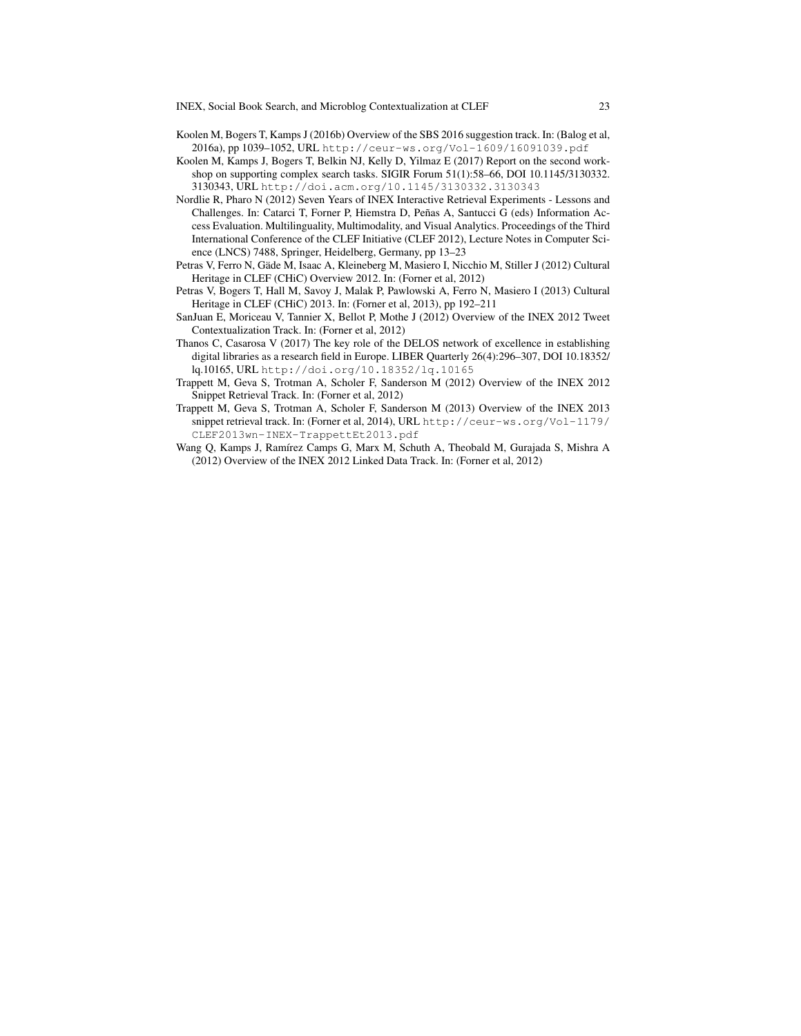Koolen M, Bogers T, Kamps J (2016b) Overview of the SBS 2016 suggestion track. In: (Balog et al, 2016a), pp 1039–1052, URL http://ceur-ws.org/Vol-1609/16091039.pdf

Koolen M, Kamps J, Bogers T, Belkin NJ, Kelly D, Yilmaz E (2017) Report on the second workshop on supporting complex search tasks. SIGIR Forum 51(1):58–66, DOI 10.1145/3130332.3130343, URL http://doi.acm.org/10.1145/3130332.3130343

Nordlie R, Pharo N (2012) Seven Years of INEX Interactive Retrieval Experiments - Lessons and Challenges. In: Catarci T, Forner P, Hiemstra D, Peñas A, Santucci G (eds) Information Access Evaluation. Multilinguality, Multimodality, and Visual Analytics. Proceedings of the Third International Conference of the CLEF Initiative (CLEF 2012), Lecture Notes in Computer Science (LNCS) 7488, Springer, Heidelberg, Germany, pp 13–23

Petras V, Ferro N, Gäde M, Isaac A, Kleineberg M, Masiero I, Nicchio M, Stiller J (2012) Cultural Heritage in CLEF (CHiC) Overview 2012. In: (Forner et al, 2012)

Petras V, Bogers T, Hall M, Savoy J, Malak P, Pawlowski A, Ferro N, Masiero I (2013) Cultural Heritage in CLEF (CHiC) 2013. In: (Forner et al, 2013), pp 192–211

SanJuan E, Moriceau V, Tannier X, Bellot P, Mothe J (2012) Overview of the INEX 2012 Tweet Contextualization Track. In: (Forner et al, 2012)

Thanos C, Casarosa V (2017) The key role of the DELOS network of excellence in establishing digital libraries as a research field in Europe. LIBER Quarterly 26(4):296–307, DOI 10.18352/lq.10165, URL http://doi.org/10.18352/lq.10165

Trappett M, Geva S, Trotman A, Scholer F, Sanderson M (2012) Overview of the INEX 2012 Snippet Retrieval Track. In: (Forner et al, 2012)

Trappett M, Geva S, Trotman A, Scholer F, Sanderson M (2013) Overview of the INEX 2013 snippet retrieval track. In: (Forner et al, 2014), URL http://ceur-ws.org/Vol-1179/CLEF2013wn-INEX-TrappettEt2013.pdf

Wang Q, Kamps J, Ramírez Camps G, Marx M, Schuth A, Theobald M, Gurajada S, Mishra A (2012) Overview of the INEX 2012 Linked Data Track. In: (Forner et al, 2012)